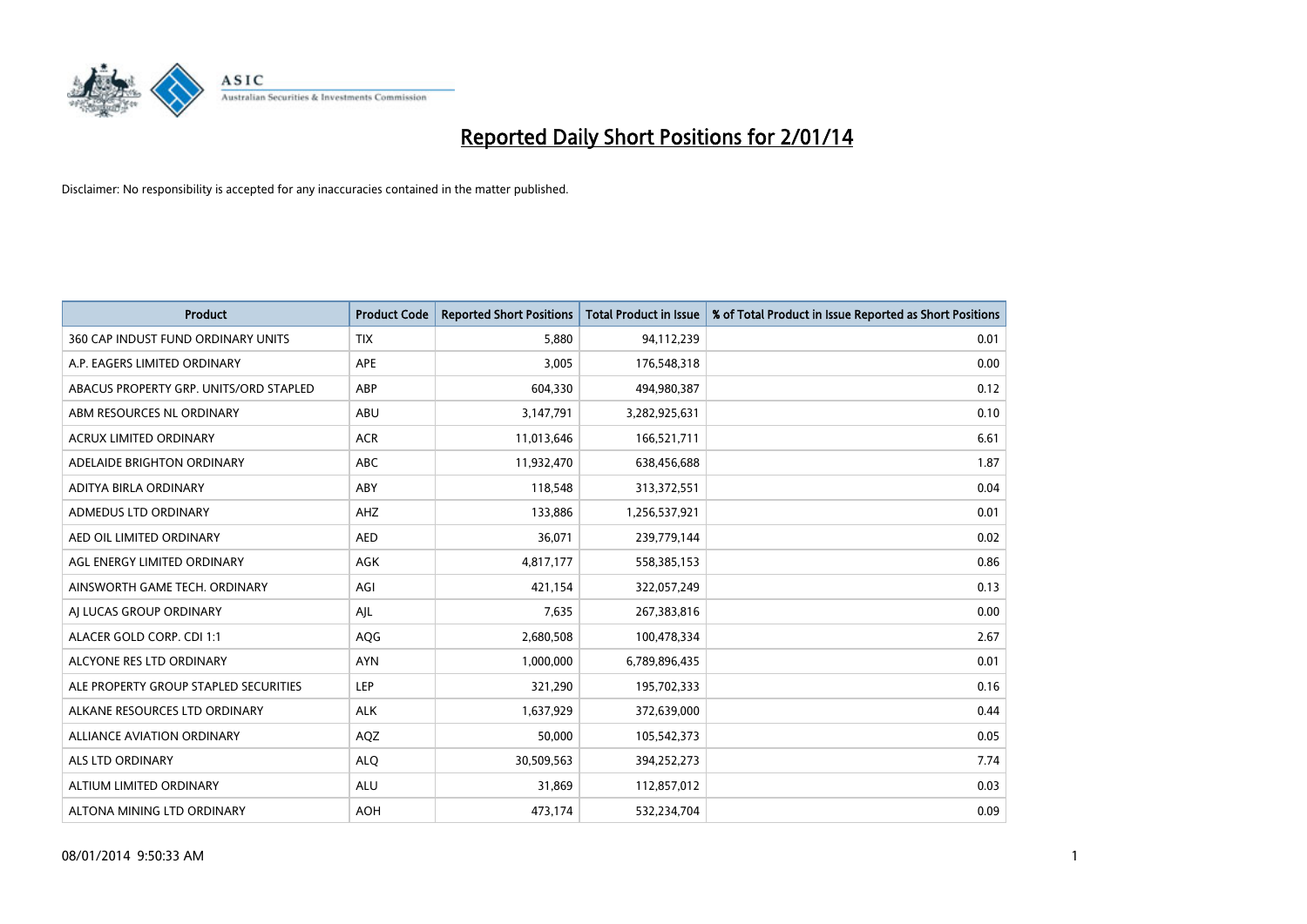# Reported Daily Short Positions for 2/01/14

Disclaimer: No responsibility is accepted for any inaccuracies contained in the matter published.

| Product | Product Code | Reported Short Positions | Total Product in Issue | % of Total Product in Issue Reported as Short Positions |
|---|---|---|---|---|
| 360 CAP INDUST FUND ORDINARY UNITS | TIX | 5,880 | 94,112,239 | 0.01 |
| A.P. EAGERS LIMITED ORDINARY | APE | 3,005 | 176,548,318 | 0.00 |
| ABACUS PROPERTY GRP. UNITS/ORD STAPLED | ABP | 604,330 | 494,980,387 | 0.12 |
| ABM RESOURCES NL ORDINARY | ABU | 3,147,791 | 3,282,925,631 | 0.10 |
| ACRUX LIMITED ORDINARY | ACR | 11,013,646 | 166,521,711 | 6.61 |
| ADELAIDE BRIGHTON ORDINARY | ABC | 11,932,470 | 638,456,688 | 1.87 |
| ADITYA BIRLA ORDINARY | ABY | 118,548 | 313,372,551 | 0.04 |
| ADMEDUS LTD ORDINARY | AHZ | 133,886 | 1,256,537,921 | 0.01 |
| AED OIL LIMITED ORDINARY | AED | 36,071 | 239,779,144 | 0.02 |
| AGL ENERGY LIMITED ORDINARY | AGK | 4,817,177 | 558,385,153 | 0.86 |
| AINSWORTH GAME TECH. ORDINARY | AGI | 421,154 | 322,057,249 | 0.13 |
| AJ LUCAS GROUP ORDINARY | AJL | 7,635 | 267,383,816 | 0.00 |
| ALACER GOLD CORP. CDI 1:1 | AQG | 2,680,508 | 100,478,334 | 2.67 |
| ALCYONE RES LTD ORDINARY | AYN | 1,000,000 | 6,789,896,435 | 0.01 |
| ALE PROPERTY GROUP STAPLED SECURITIES | LEP | 321,290 | 195,702,333 | 0.16 |
| ALKANE RESOURCES LTD ORDINARY | ALK | 1,637,929 | 372,639,000 | 0.44 |
| ALLIANCE AVIATION ORDINARY | AQZ | 50,000 | 105,542,373 | 0.05 |
| ALS LTD ORDINARY | ALQ | 30,509,563 | 394,252,273 | 7.74 |
| ALTIUM LIMITED ORDINARY | ALU | 31,869 | 112,857,012 | 0.03 |
| ALTONA MINING LTD ORDINARY | AOH | 473,174 | 532,234,704 | 0.09 |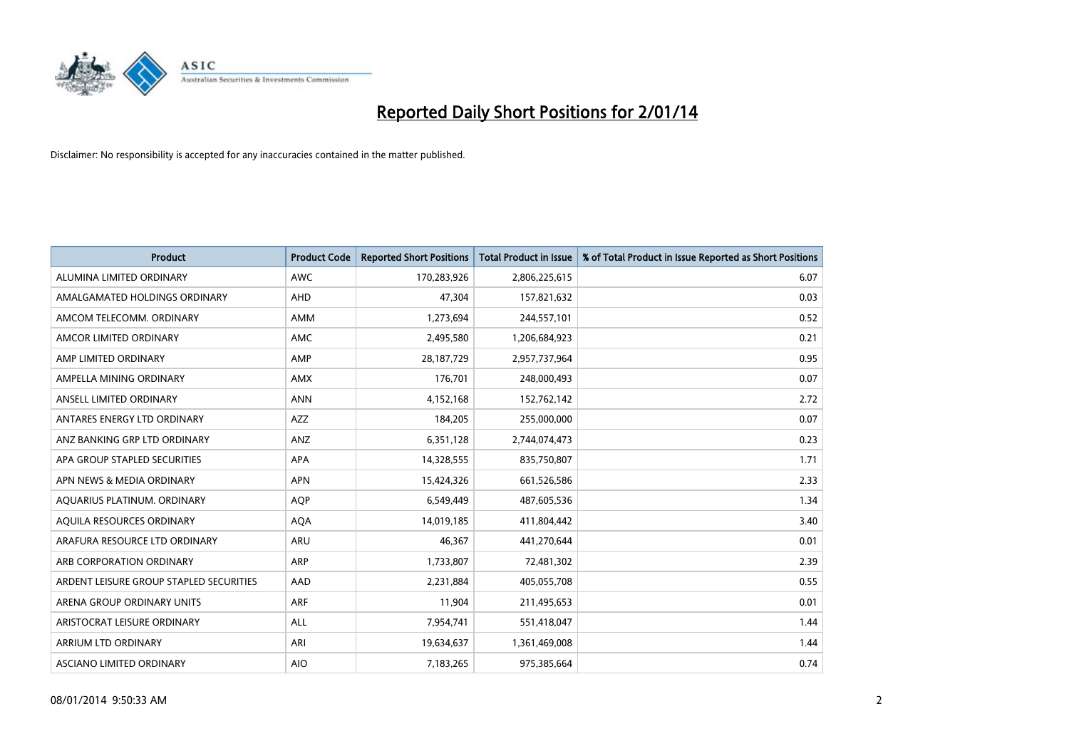# Reported Daily Short Positions for 2/01/14

Disclaimer: No responsibility is accepted for any inaccuracies contained in the matter published.

| Product | Product Code | Reported Short Positions | Total Product in Issue | % of Total Product in Issue Reported as Short Positions |
|---|---|---|---|---|
| ALUMINA LIMITED ORDINARY | AWC | 170,283,926 | 2,806,225,615 | 6.07 |
| AMALGAMATED HOLDINGS ORDINARY | AHD | 47,304 | 157,821,632 | 0.03 |
| AMCOM TELECOMM. ORDINARY | AMM | 1,273,694 | 244,557,101 | 0.52 |
| AMCOR LIMITED ORDINARY | AMC | 2,495,580 | 1,206,684,923 | 0.21 |
| AMP LIMITED ORDINARY | AMP | 28,187,729 | 2,957,737,964 | 0.95 |
| AMPELLA MINING ORDINARY | AMX | 176,701 | 248,000,493 | 0.07 |
| ANSELL LIMITED ORDINARY | ANN | 4,152,168 | 152,762,142 | 2.72 |
| ANTARES ENERGY LTD ORDINARY | AZZ | 184,205 | 255,000,000 | 0.07 |
| ANZ BANKING GRP LTD ORDINARY | ANZ | 6,351,128 | 2,744,074,473 | 0.23 |
| APA GROUP STAPLED SECURITIES | APA | 14,328,555 | 835,750,807 | 1.71 |
| APN NEWS & MEDIA ORDINARY | APN | 15,424,326 | 661,526,586 | 2.33 |
| AQUARIUS PLATINUM. ORDINARY | AQP | 6,549,449 | 487,605,536 | 1.34 |
| AQUILA RESOURCES ORDINARY | AQA | 14,019,185 | 411,804,442 | 3.40 |
| ARAFURA RESOURCE LTD ORDINARY | ARU | 46,367 | 441,270,644 | 0.01 |
| ARB CORPORATION ORDINARY | ARP | 1,733,807 | 72,481,302 | 2.39 |
| ARDENT LEISURE GROUP STAPLED SECURITIES | AAD | 2,231,884 | 405,055,708 | 0.55 |
| ARENA GROUP ORDINARY UNITS | ARF | 11,904 | 211,495,653 | 0.01 |
| ARISTOCRAT LEISURE ORDINARY | ALL | 7,954,741 | 551,418,047 | 1.44 |
| ARRIUM LTD ORDINARY | ARI | 19,634,637 | 1,361,469,008 | 1.44 |
| ASCIANO LIMITED ORDINARY | AIO | 7,183,265 | 975,385,664 | 0.74 |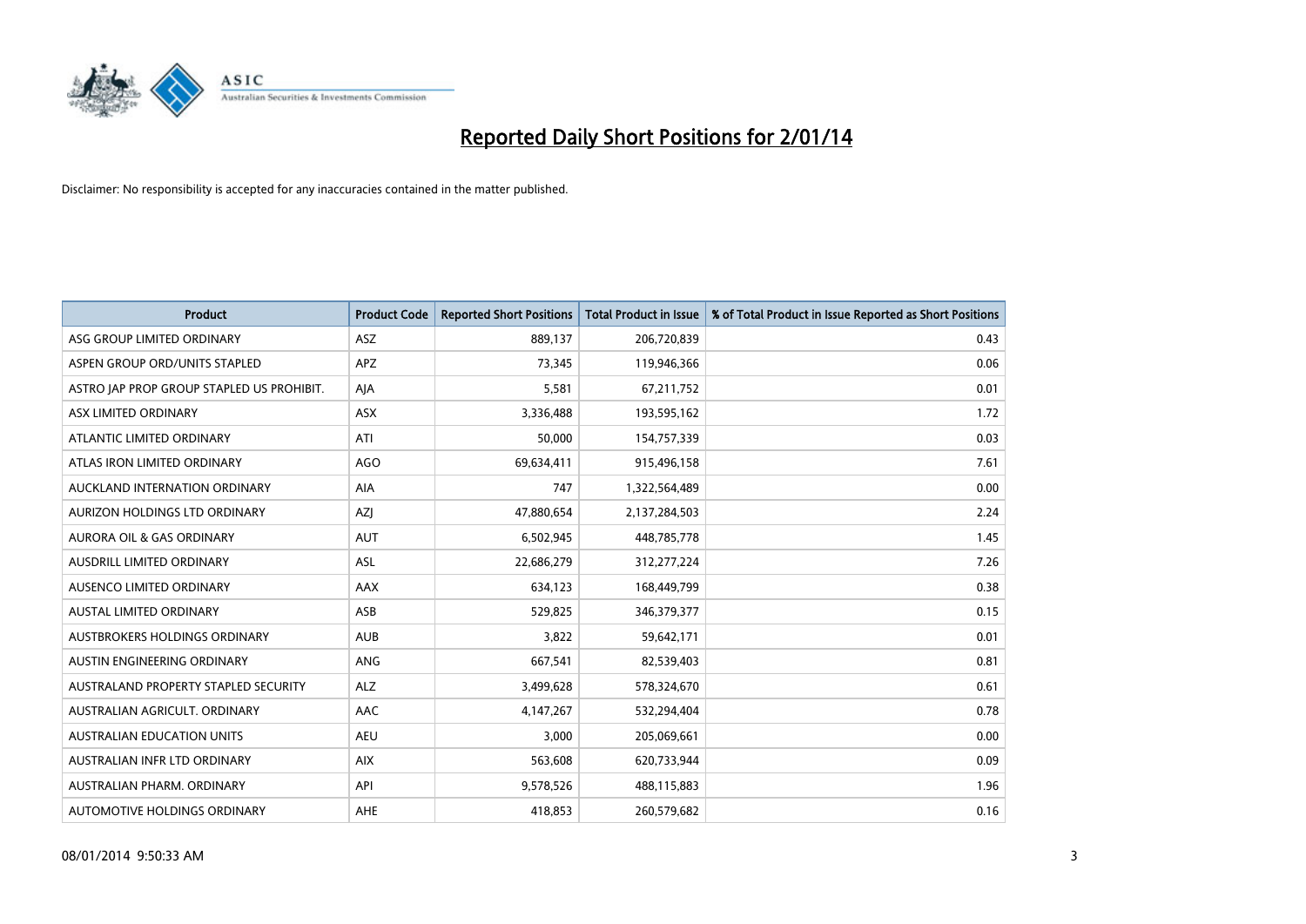# Reported Daily Short Positions for 2/01/14

Disclaimer: No responsibility is accepted for any inaccuracies contained in the matter published.

| Product | Product Code | Reported Short Positions | Total Product in Issue | % of Total Product in Issue Reported as Short Positions |
|---|---|---|---|---|
| ASG GROUP LIMITED ORDINARY | ASZ | 889,137 | 206,720,839 | 0.43 |
| ASPEN GROUP ORD/UNITS STAPLED | APZ | 73,345 | 119,946,366 | 0.06 |
| ASTRO JAP PROP GROUP STAPLED US PROHIBIT. | AJA | 5,581 | 67,211,752 | 0.01 |
| ASX LIMITED ORDINARY | ASX | 3,336,488 | 193,595,162 | 1.72 |
| ATLANTIC LIMITED ORDINARY | ATI | 50,000 | 154,757,339 | 0.03 |
| ATLAS IRON LIMITED ORDINARY | AGO | 69,634,411 | 915,496,158 | 7.61 |
| AUCKLAND INTERNATION ORDINARY | AIA | 747 | 1,322,564,489 | 0.00 |
| AURIZON HOLDINGS LTD ORDINARY | AZJ | 47,880,654 | 2,137,284,503 | 2.24 |
| AURORA OIL & GAS ORDINARY | AUT | 6,502,945 | 448,785,778 | 1.45 |
| AUSDRILL LIMITED ORDINARY | ASL | 22,686,279 | 312,277,224 | 7.26 |
| AUSENCO LIMITED ORDINARY | AAX | 634,123 | 168,449,799 | 0.38 |
| AUSTAL LIMITED ORDINARY | ASB | 529,825 | 346,379,377 | 0.15 |
| AUSTBROKERS HOLDINGS ORDINARY | AUB | 3,822 | 59,642,171 | 0.01 |
| AUSTIN ENGINEERING ORDINARY | ANG | 667,541 | 82,539,403 | 0.81 |
| AUSTRALAND PROPERTY STAPLED SECURITY | ALZ | 3,499,628 | 578,324,670 | 0.61 |
| AUSTRALIAN AGRICULT. ORDINARY | AAC | 4,147,267 | 532,294,404 | 0.78 |
| AUSTRALIAN EDUCATION UNITS | AEU | 3,000 | 205,069,661 | 0.00 |
| AUSTRALIAN INFR LTD ORDINARY | AIX | 563,608 | 620,733,944 | 0.09 |
| AUSTRALIAN PHARM. ORDINARY | API | 9,578,526 | 488,115,883 | 1.96 |
| AUTOMOTIVE HOLDINGS ORDINARY | AHE | 418,853 | 260,579,682 | 0.16 |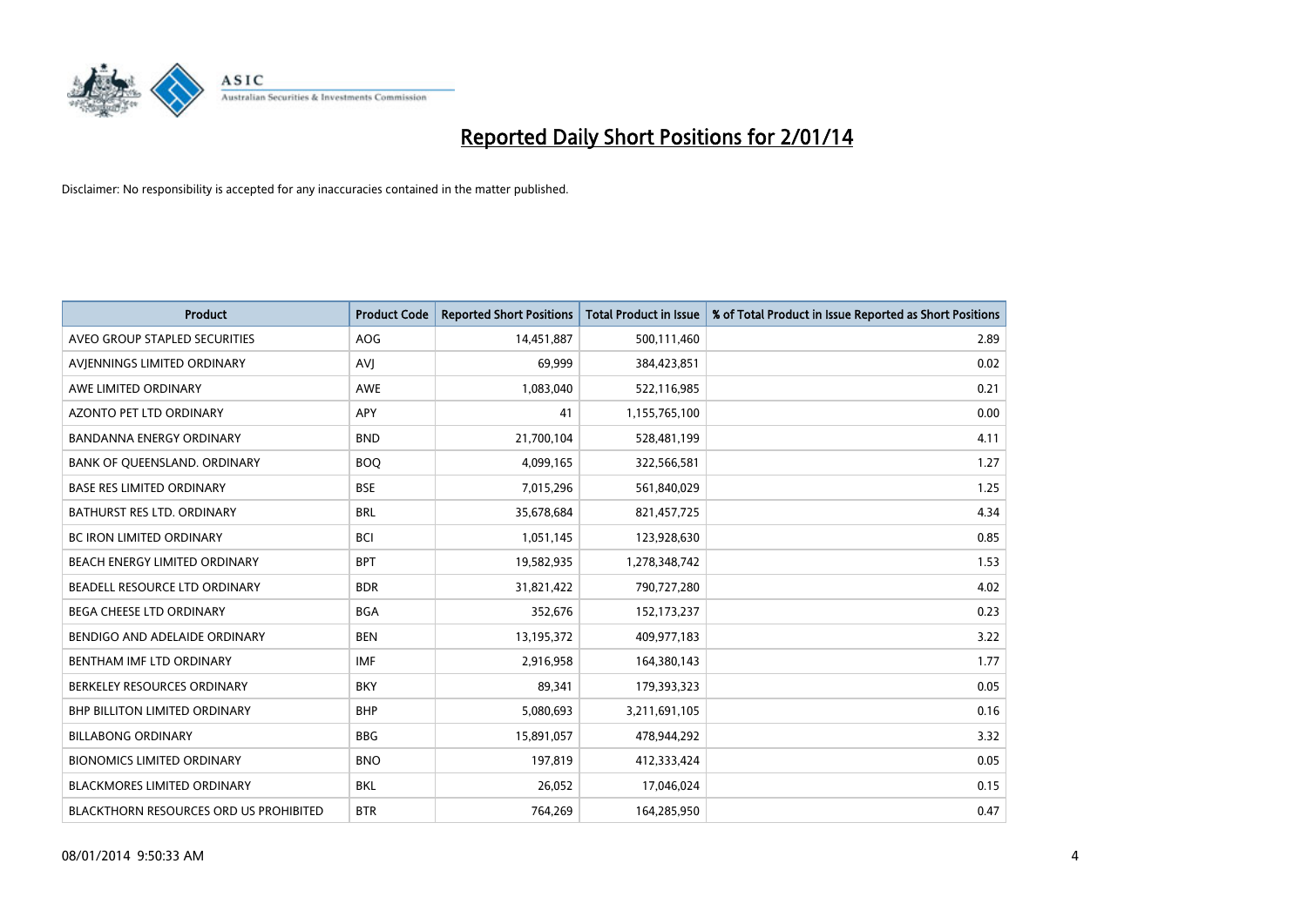# Reported Daily Short Positions for 2/01/14

Disclaimer: No responsibility is accepted for any inaccuracies contained in the matter published.

| Product | Product Code | Reported Short Positions | Total Product in Issue | % of Total Product in Issue Reported as Short Positions |
|---|---|---|---|---|
| AVEO GROUP STAPLED SECURITIES | AOG | 14,451,887 | 500,111,460 | 2.89 |
| AVJENNINGS LIMITED ORDINARY | AVJ | 69,999 | 384,423,851 | 0.02 |
| AWE LIMITED ORDINARY | AWE | 1,083,040 | 522,116,985 | 0.21 |
| AZONTO PET LTD ORDINARY | APY | 41 | 1,155,765,100 | 0.00 |
| BANDANNA ENERGY ORDINARY | BND | 21,700,104 | 528,481,199 | 4.11 |
| BANK OF QUEENSLAND. ORDINARY | BOQ | 4,099,165 | 322,566,581 | 1.27 |
| BASE RES LIMITED ORDINARY | BSE | 7,015,296 | 561,840,029 | 1.25 |
| BATHURST RES LTD. ORDINARY | BRL | 35,678,684 | 821,457,725 | 4.34 |
| BC IRON LIMITED ORDINARY | BCI | 1,051,145 | 123,928,630 | 0.85 |
| BEACH ENERGY LIMITED ORDINARY | BPT | 19,582,935 | 1,278,348,742 | 1.53 |
| BEADELL RESOURCE LTD ORDINARY | BDR | 31,821,422 | 790,727,280 | 4.02 |
| BEGA CHEESE LTD ORDINARY | BGA | 352,676 | 152,173,237 | 0.23 |
| BENDIGO AND ADELAIDE ORDINARY | BEN | 13,195,372 | 409,977,183 | 3.22 |
| BENTHAM IMF LTD ORDINARY | IMF | 2,916,958 | 164,380,143 | 1.77 |
| BERKELEY RESOURCES ORDINARY | BKY | 89,341 | 179,393,323 | 0.05 |
| BHP BILLITON LIMITED ORDINARY | BHP | 5,080,693 | 3,211,691,105 | 0.16 |
| BILLABONG ORDINARY | BBG | 15,891,057 | 478,944,292 | 3.32 |
| BIONOMICS LIMITED ORDINARY | BNO | 197,819 | 412,333,424 | 0.05 |
| BLACKMORES LIMITED ORDINARY | BKL | 26,052 | 17,046,024 | 0.15 |
| BLACKTHORN RESOURCES ORD US PROHIBITED | BTR | 764,269 | 164,285,950 | 0.47 |

08/01/2014 9:50:33 AM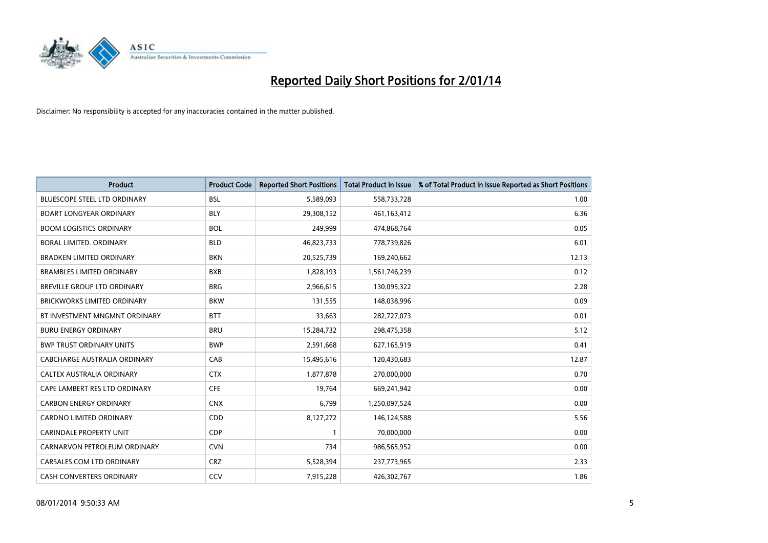# Reported Daily Short Positions for 2/01/14

Disclaimer: No responsibility is accepted for any inaccuracies contained in the matter published.

| Product | Product Code | Reported Short Positions | Total Product in Issue | % of Total Product in Issue Reported as Short Positions |
|---|---|---|---|---|
| BLUESCOPE STEEL LTD ORDINARY | BSL | 5,589,093 | 558,733,728 | 1.00 |
| BOART LONGYEAR ORDINARY | BLY | 29,308,152 | 461,163,412 | 6.36 |
| BOOM LOGISTICS ORDINARY | BOL | 249,999 | 474,868,764 | 0.05 |
| BORAL LIMITED. ORDINARY | BLD | 46,823,733 | 778,739,826 | 6.01 |
| BRADKEN LIMITED ORDINARY | BKN | 20,525,739 | 169,240,662 | 12.13 |
| BRAMBLES LIMITED ORDINARY | BXB | 1,828,193 | 1,561,746,239 | 0.12 |
| BREVILLE GROUP LTD ORDINARY | BRG | 2,966,615 | 130,095,322 | 2.28 |
| BRICKWORKS LIMITED ORDINARY | BKW | 131,555 | 148,038,996 | 0.09 |
| BT INVESTMENT MNGMNT ORDINARY | BTT | 33,663 | 282,727,073 | 0.01 |
| BURU ENERGY ORDINARY | BRU | 15,284,732 | 298,475,358 | 5.12 |
| BWP TRUST ORDINARY UNITS | BWP | 2,591,668 | 627,165,919 | 0.41 |
| CABCHARGE AUSTRALIA ORDINARY | CAB | 15,495,616 | 120,430,683 | 12.87 |
| CALTEX AUSTRALIA ORDINARY | CTX | 1,877,878 | 270,000,000 | 0.70 |
| CAPE LAMBERT RES LTD ORDINARY | CFE | 19,764 | 669,241,942 | 0.00 |
| CARBON ENERGY ORDINARY | CNX | 6,799 | 1,250,097,524 | 0.00 |
| CARDNO LIMITED ORDINARY | CDD | 8,127,272 | 146,124,588 | 5.56 |
| CARINDALE PROPERTY UNIT | CDP | 1 | 70,000,000 | 0.00 |
| CARNARVON PETROLEUM ORDINARY | CVN | 734 | 986,565,952 | 0.00 |
| CARSALES.COM LTD ORDINARY | CRZ | 5,528,394 | 237,773,965 | 2.33 |
| CASH CONVERTERS ORDINARY | CCV | 7,915,228 | 426,302,767 | 1.86 |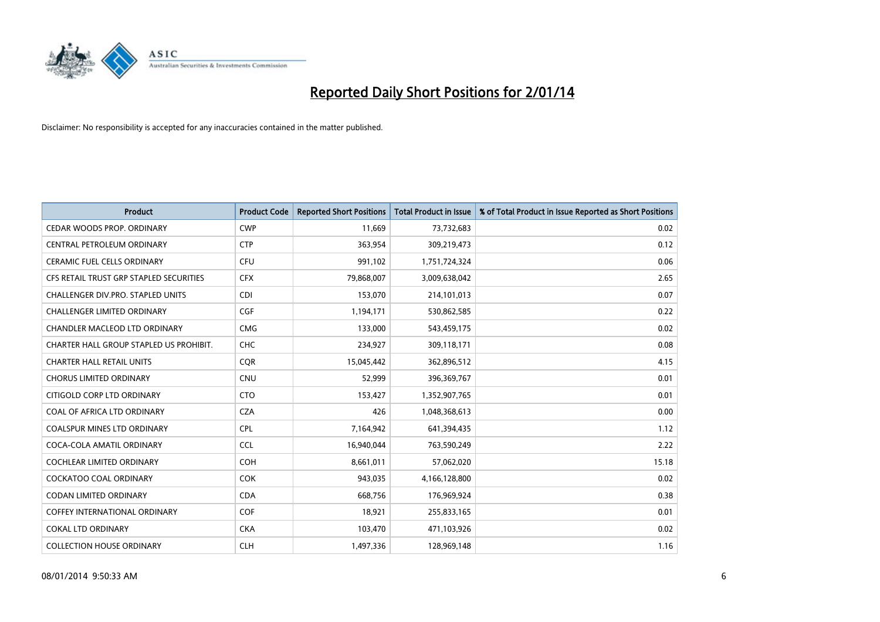# Reported Daily Short Positions for 2/01/14

Disclaimer: No responsibility is accepted for any inaccuracies contained in the matter published.

| Product | Product Code | Reported Short Positions | Total Product in Issue | % of Total Product in Issue Reported as Short Positions |
| --- | --- | --- | --- | --- |
| CEDAR WOODS PROP. ORDINARY | CWP | 11,669 | 73,732,683 | 0.02 |
| CENTRAL PETROLEUM ORDINARY | CTP | 363,954 | 309,219,473 | 0.12 |
| CERAMIC FUEL CELLS ORDINARY | CFU | 991,102 | 1,751,724,324 | 0.06 |
| CFS RETAIL TRUST GRP STAPLED SECURITIES | CFX | 79,868,007 | 3,009,638,042 | 2.65 |
| CHALLENGER DIV.PRO. STAPLED UNITS | CDI | 153,070 | 214,101,013 | 0.07 |
| CHALLENGER LIMITED ORDINARY | CGF | 1,194,171 | 530,862,585 | 0.22 |
| CHANDLER MACLEOD LTD ORDINARY | CMG | 133,000 | 543,459,175 | 0.02 |
| CHARTER HALL GROUP STAPLED US PROHIBIT. | CHC | 234,927 | 309,118,171 | 0.08 |
| CHARTER HALL RETAIL UNITS | CQR | 15,045,442 | 362,896,512 | 4.15 |
| CHORUS LIMITED ORDINARY | CNU | 52,999 | 396,369,767 | 0.01 |
| CITIGOLD CORP LTD ORDINARY | CTO | 153,427 | 1,352,907,765 | 0.01 |
| COAL OF AFRICA LTD ORDINARY | CZA | 426 | 1,048,368,613 | 0.00 |
| COALSPUR MINES LTD ORDINARY | CPL | 7,164,942 | 641,394,435 | 1.12 |
| COCA-COLA AMATIL ORDINARY | CCL | 16,940,044 | 763,590,249 | 2.22 |
| COCHLEAR LIMITED ORDINARY | COH | 8,661,011 | 57,062,020 | 15.18 |
| COCKATOO COAL ORDINARY | COK | 943,035 | 4,166,128,800 | 0.02 |
| CODAN LIMITED ORDINARY | CDA | 668,756 | 176,969,924 | 0.38 |
| COFFEY INTERNATIONAL ORDINARY | COF | 18,921 | 255,833,165 | 0.01 |
| COKAL LTD ORDINARY | CKA | 103,470 | 471,103,926 | 0.02 |
| COLLECTION HOUSE ORDINARY | CLH | 1,497,336 | 128,969,148 | 1.16 |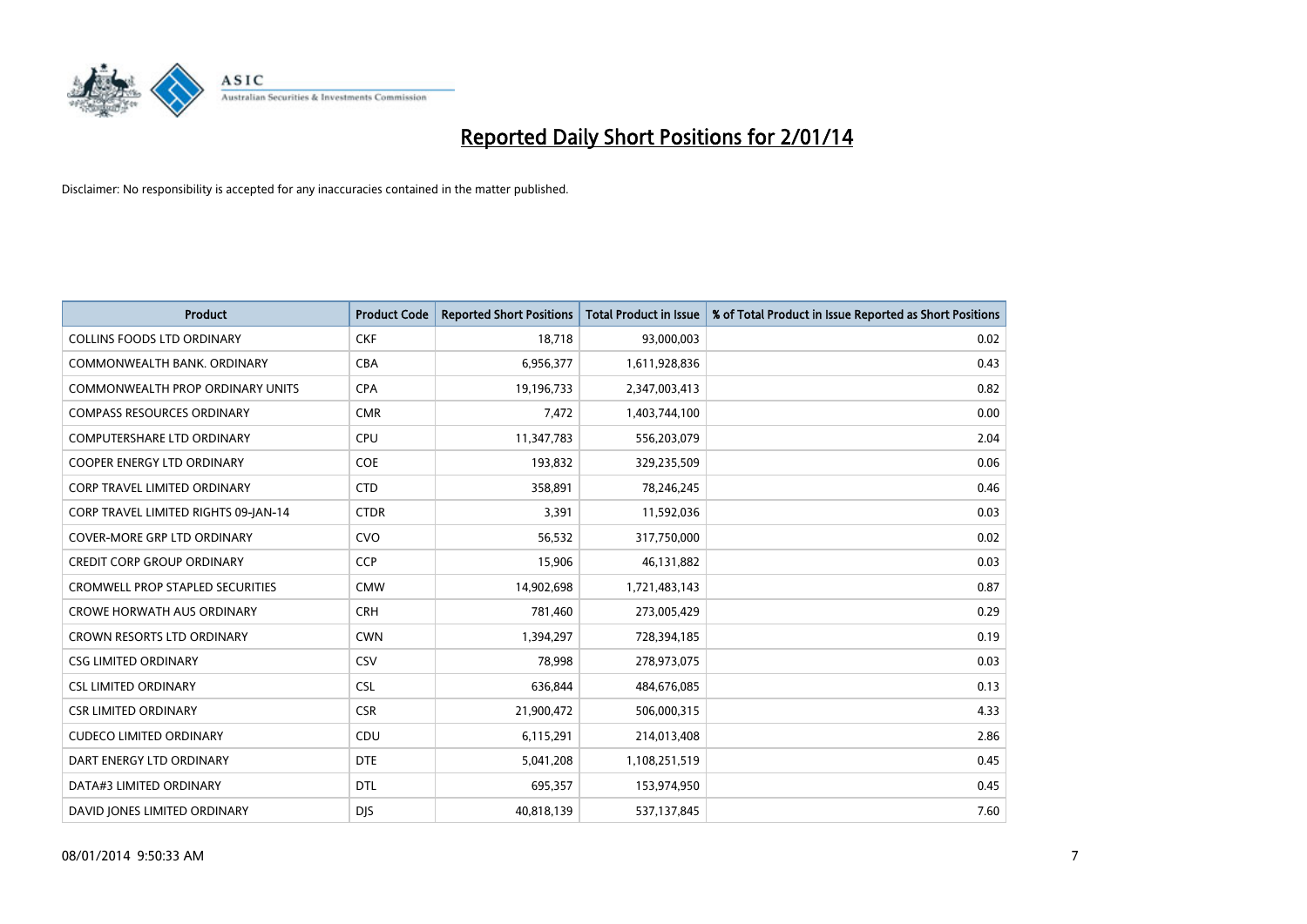# Reported Daily Short Positions for 2/01/14

Disclaimer: No responsibility is accepted for any inaccuracies contained in the matter published.

| Product | Product Code | Reported Short Positions | Total Product in Issue | % of Total Product in Issue Reported as Short Positions |
|---|---|---|---|---|
| COLLINS FOODS LTD ORDINARY | CKF | 18,718 | 93,000,003 | 0.02 |
| COMMONWEALTH BANK. ORDINARY | CBA | 6,956,377 | 1,611,928,836 | 0.43 |
| COMMONWEALTH PROP ORDINARY UNITS | CPA | 19,196,733 | 2,347,003,413 | 0.82 |
| COMPASS RESOURCES ORDINARY | CMR | 7,472 | 1,403,744,100 | 0.00 |
| COMPUTERSHARE LTD ORDINARY | CPU | 11,347,783 | 556,203,079 | 2.04 |
| COOPER ENERGY LTD ORDINARY | COE | 193,832 | 329,235,509 | 0.06 |
| CORP TRAVEL LIMITED ORDINARY | CTD | 358,891 | 78,246,245 | 0.46 |
| CORP TRAVEL LIMITED RIGHTS 09-JAN-14 | CTDR | 3,391 | 11,592,036 | 0.03 |
| COVER-MORE GRP LTD ORDINARY | CVO | 56,532 | 317,750,000 | 0.02 |
| CREDIT CORP GROUP ORDINARY | CCP | 15,906 | 46,131,882 | 0.03 |
| CROMWELL PROP STAPLED SECURITIES | CMW | 14,902,698 | 1,721,483,143 | 0.87 |
| CROWE HORWATH AUS ORDINARY | CRH | 781,460 | 273,005,429 | 0.29 |
| CROWN RESORTS LTD ORDINARY | CWN | 1,394,297 | 728,394,185 | 0.19 |
| CSG LIMITED ORDINARY | CSV | 78,998 | 278,973,075 | 0.03 |
| CSL LIMITED ORDINARY | CSL | 636,844 | 484,676,085 | 0.13 |
| CSR LIMITED ORDINARY | CSR | 21,900,472 | 506,000,315 | 4.33 |
| CUDECO LIMITED ORDINARY | CDU | 6,115,291 | 214,013,408 | 2.86 |
| DART ENERGY LTD ORDINARY | DTE | 5,041,208 | 1,108,251,519 | 0.45 |
| DATA#3 LIMITED ORDINARY | DTL | 695,357 | 153,974,950 | 0.45 |
| DAVID JONES LIMITED ORDINARY | DJS | 40,818,139 | 537,137,845 | 7.60 |

08/01/2014 9:50:33 AM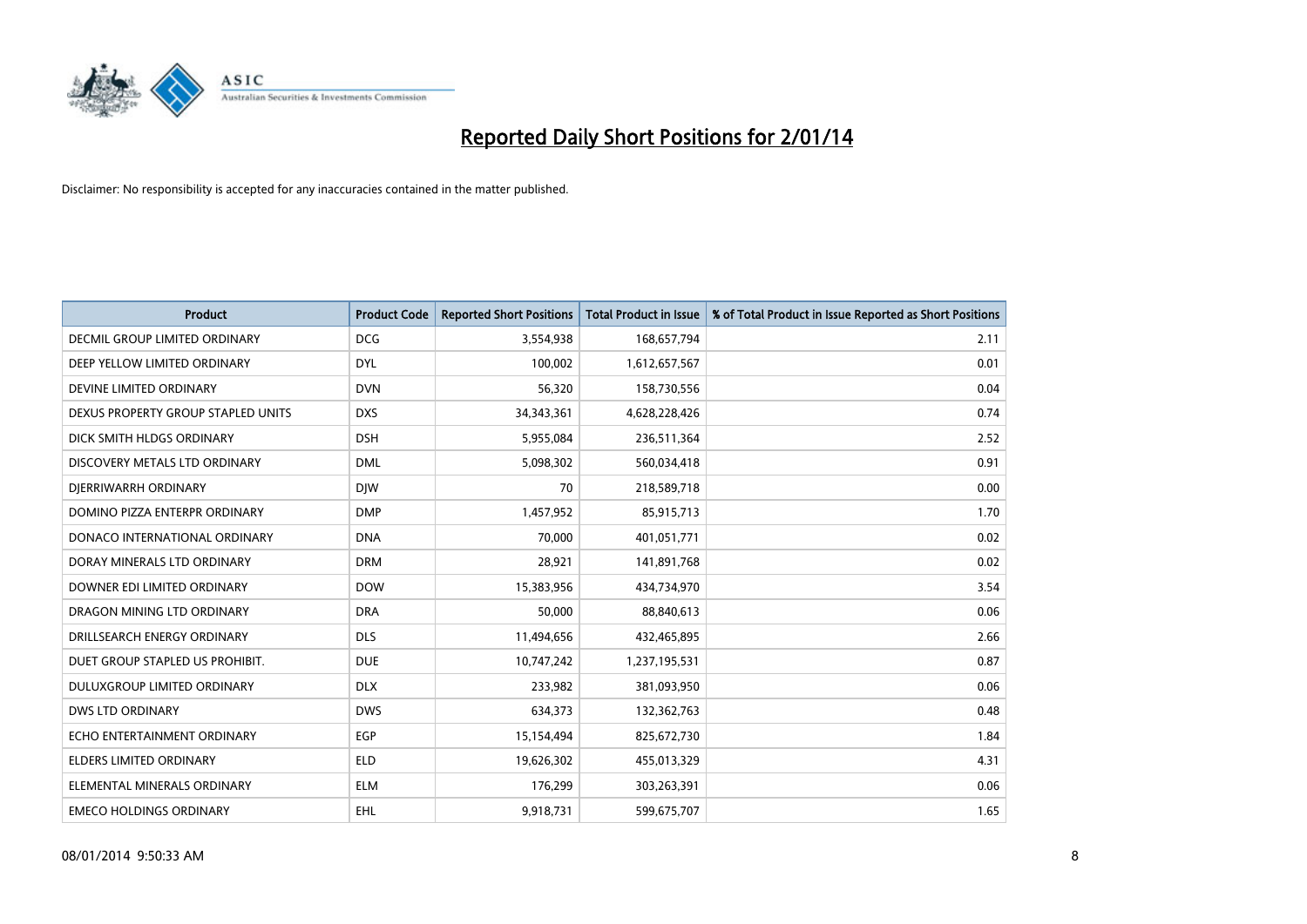# Reported Daily Short Positions for 2/01/14

Disclaimer: No responsibility is accepted for any inaccuracies contained in the matter published.

| Product | Product Code | Reported Short Positions | Total Product in Issue | % of Total Product in Issue Reported as Short Positions |
|---|---|---|---|---|
| DECMIL GROUP LIMITED ORDINARY | DCG | 3,554,938 | 168,657,794 | 2.11 |
| DEEP YELLOW LIMITED ORDINARY | DYL | 100,002 | 1,612,657,567 | 0.01 |
| DEVINE LIMITED ORDINARY | DVN | 56,320 | 158,730,556 | 0.04 |
| DEXUS PROPERTY GROUP STAPLED UNITS | DXS | 34,343,361 | 4,628,228,426 | 0.74 |
| DICK SMITH HLDGS ORDINARY | DSH | 5,955,084 | 236,511,364 | 2.52 |
| DISCOVERY METALS LTD ORDINARY | DML | 5,098,302 | 560,034,418 | 0.91 |
| DJERRIWARRH ORDINARY | DJW | 70 | 218,589,718 | 0.00 |
| DOMINO PIZZA ENTERPR ORDINARY | DMP | 1,457,952 | 85,915,713 | 1.70 |
| DONACO INTERNATIONAL ORDINARY | DNA | 70,000 | 401,051,771 | 0.02 |
| DORAY MINERALS LTD ORDINARY | DRM | 28,921 | 141,891,768 | 0.02 |
| DOWNER EDI LIMITED ORDINARY | DOW | 15,383,956 | 434,734,970 | 3.54 |
| DRAGON MINING LTD ORDINARY | DRA | 50,000 | 88,840,613 | 0.06 |
| DRILLSEARCH ENERGY ORDINARY | DLS | 11,494,656 | 432,465,895 | 2.66 |
| DUET GROUP STAPLED US PROHIBIT. | DUE | 10,747,242 | 1,237,195,531 | 0.87 |
| DULUXGROUP LIMITED ORDINARY | DLX | 233,982 | 381,093,950 | 0.06 |
| DWS LTD ORDINARY | DWS | 634,373 | 132,362,763 | 0.48 |
| ECHO ENTERTAINMENT ORDINARY | EGP | 15,154,494 | 825,672,730 | 1.84 |
| ELDERS LIMITED ORDINARY | ELD | 19,626,302 | 455,013,329 | 4.31 |
| ELEMENTAL MINERALS ORDINARY | ELM | 176,299 | 303,263,391 | 0.06 |
| EMECO HOLDINGS ORDINARY | EHL | 9,918,731 | 599,675,707 | 1.65 |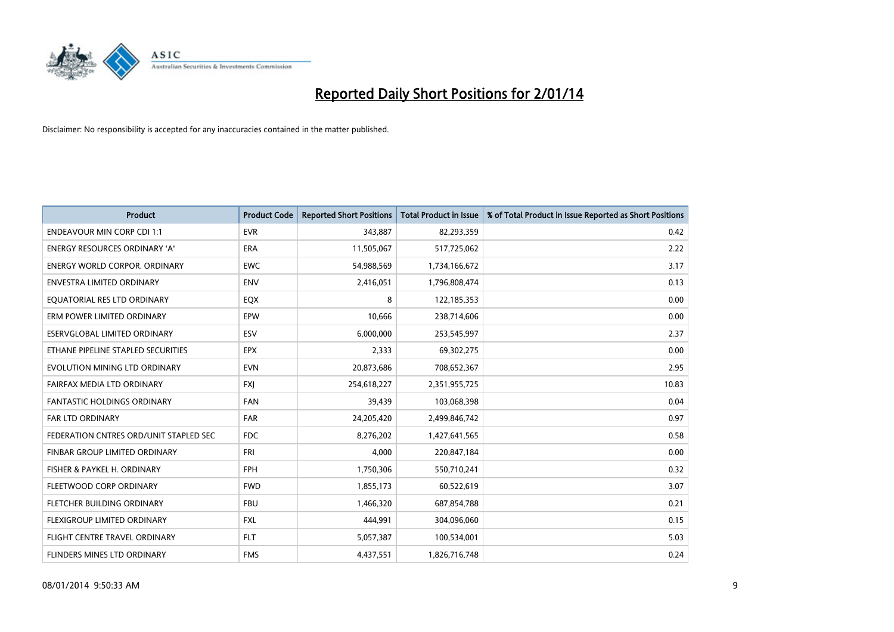# Reported Daily Short Positions for 2/01/14

Disclaimer: No responsibility is accepted for any inaccuracies contained in the matter published.

| Product | Product Code | Reported Short Positions | Total Product in Issue | % of Total Product in Issue Reported as Short Positions |
|---|---|---|---|---|
| ENDEAVOUR MIN CORP CDI 1:1 | EVR | 343,887 | 82,293,359 | 0.42 |
| ENERGY RESOURCES ORDINARY 'A' | ERA | 11,505,067 | 517,725,062 | 2.22 |
| ENERGY WORLD CORPOR. ORDINARY | EWC | 54,988,569 | 1,734,166,672 | 3.17 |
| ENVESTRA LIMITED ORDINARY | ENV | 2,416,051 | 1,796,808,474 | 0.13 |
| EQUATORIAL RES LTD ORDINARY | EQX | 8 | 122,185,353 | 0.00 |
| ERM POWER LIMITED ORDINARY | EPW | 10,666 | 238,714,606 | 0.00 |
| ESERVGLOBAL LIMITED ORDINARY | ESV | 6,000,000 | 253,545,997 | 2.37 |
| ETHANE PIPELINE STAPLED SECURITIES | EPX | 2,333 | 69,302,275 | 0.00 |
| EVOLUTION MINING LTD ORDINARY | EVN | 20,873,686 | 708,652,367 | 2.95 |
| FAIRFAX MEDIA LTD ORDINARY | FXJ | 254,618,227 | 2,351,955,725 | 10.83 |
| FANTASTIC HOLDINGS ORDINARY | FAN | 39,439 | 103,068,398 | 0.04 |
| FAR LTD ORDINARY | FAR | 24,205,420 | 2,499,846,742 | 0.97 |
| FEDERATION CNTRES ORD/UNIT STAPLED SEC | FDC | 8,276,202 | 1,427,641,565 | 0.58 |
| FINBAR GROUP LIMITED ORDINARY | FRI | 4,000 | 220,847,184 | 0.00 |
| FISHER & PAYKEL H. ORDINARY | FPH | 1,750,306 | 550,710,241 | 0.32 |
| FLEETWOOD CORP ORDINARY | FWD | 1,855,173 | 60,522,619 | 3.07 |
| FLETCHER BUILDING ORDINARY | FBU | 1,466,320 | 687,854,788 | 0.21 |
| FLEXIGROUP LIMITED ORDINARY | FXL | 444,991 | 304,096,060 | 0.15 |
| FLIGHT CENTRE TRAVEL ORDINARY | FLT | 5,057,387 | 100,534,001 | 5.03 |
| FLINDERS MINES LTD ORDINARY | FMS | 4,437,551 | 1,826,716,748 | 0.24 |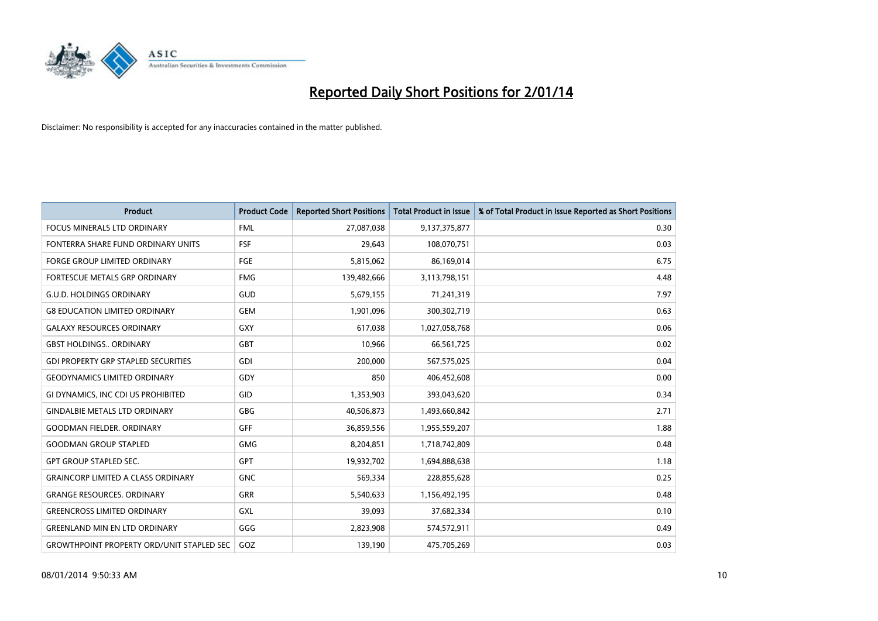# Reported Daily Short Positions for 2/01/14

Disclaimer: No responsibility is accepted for any inaccuracies contained in the matter published.

| Product | Product Code | Reported Short Positions | Total Product in Issue | % of Total Product in Issue Reported as Short Positions |
|---|---|---|---|---|
| FOCUS MINERALS LTD ORDINARY | FML | 27,087,038 | 9,137,375,877 | 0.30 |
| FONTERRA SHARE FUND ORDINARY UNITS | FSF | 29,643 | 108,070,751 | 0.03 |
| FORGE GROUP LIMITED ORDINARY | FGE | 5,815,062 | 86,169,014 | 6.75 |
| FORTESCUE METALS GRP ORDINARY | FMG | 139,482,666 | 3,113,798,151 | 4.48 |
| G.U.D. HOLDINGS ORDINARY | GUD | 5,679,155 | 71,241,319 | 7.97 |
| G8 EDUCATION LIMITED ORDINARY | GEM | 1,901,096 | 300,302,719 | 0.63 |
| GALAXY RESOURCES ORDINARY | GXY | 617,038 | 1,027,058,768 | 0.06 |
| GBST HOLDINGS.. ORDINARY | GBT | 10,966 | 66,561,725 | 0.02 |
| GDI PROPERTY GRP STAPLED SECURITIES | GDI | 200,000 | 567,575,025 | 0.04 |
| GEODYNAMICS LIMITED ORDINARY | GDY | 850 | 406,452,608 | 0.00 |
| GI DYNAMICS, INC CDI US PROHIBITED | GID | 1,353,903 | 393,043,620 | 0.34 |
| GINDALBIE METALS LTD ORDINARY | GBG | 40,506,873 | 1,493,660,842 | 2.71 |
| GOODMAN FIELDER. ORDINARY | GFF | 36,859,556 | 1,955,559,207 | 1.88 |
| GOODMAN GROUP STAPLED | GMG | 8,204,851 | 1,718,742,809 | 0.48 |
| GPT GROUP STAPLED SEC. | GPT | 19,932,702 | 1,694,888,638 | 1.18 |
| GRAINCORP LIMITED A CLASS ORDINARY | GNC | 569,334 | 228,855,628 | 0.25 |
| GRANGE RESOURCES. ORDINARY | GRR | 5,540,633 | 1,156,492,195 | 0.48 |
| GREENCROSS LIMITED ORDINARY | GXL | 39,093 | 37,682,334 | 0.10 |
| GREENLAND MIN EN LTD ORDINARY | GGG | 2,823,908 | 574,572,911 | 0.49 |
| GROWTHPOINT PROPERTY ORD/UNIT STAPLED SEC | GOZ | 139,190 | 475,705,269 | 0.03 |

08/01/2014 9:50:33 AM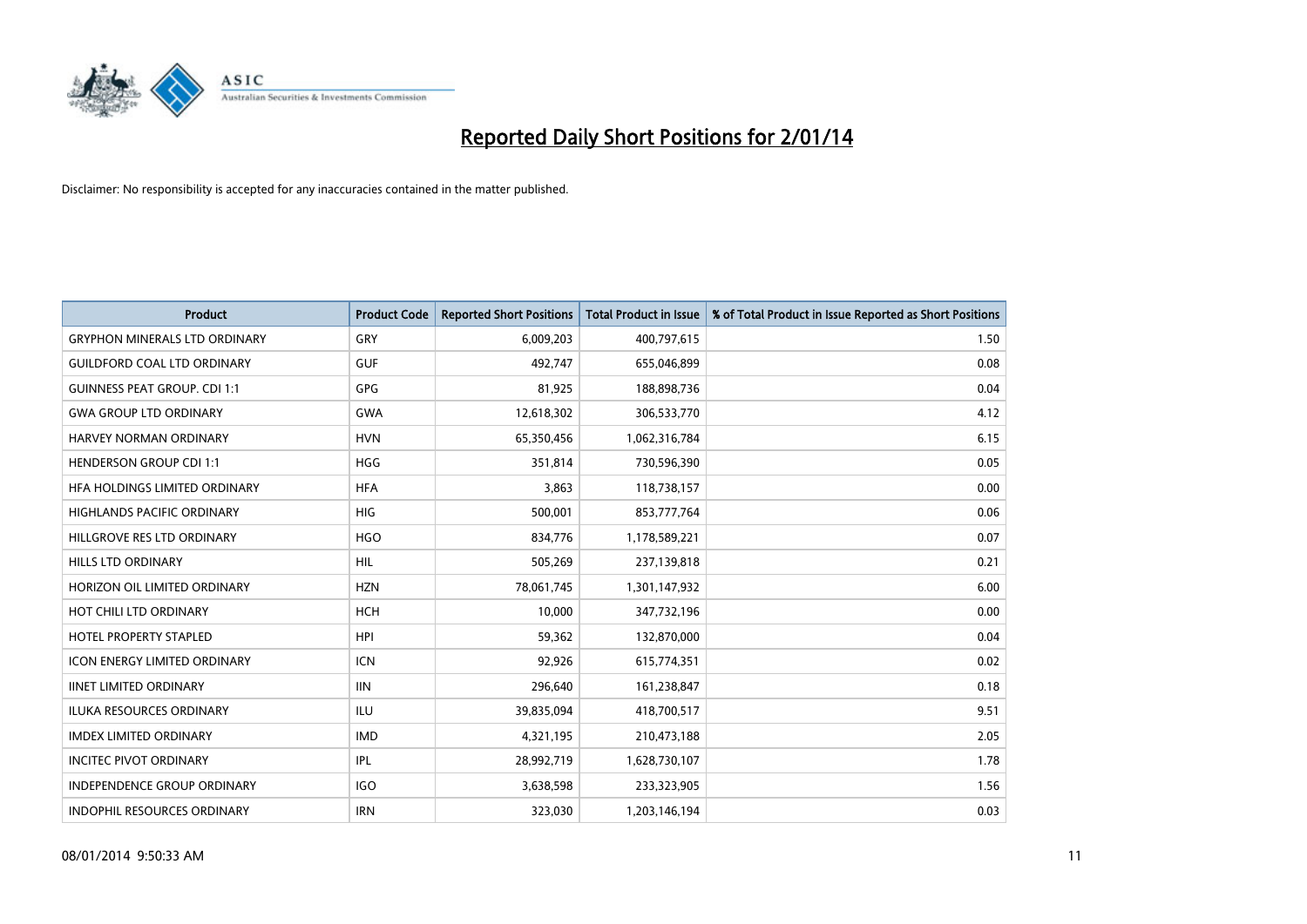# Reported Daily Short Positions for 2/01/14

Disclaimer: No responsibility is accepted for any inaccuracies contained in the matter published.

| Product | Product Code | Reported Short Positions | Total Product in Issue | % of Total Product in Issue Reported as Short Positions |
|---|---|---|---|---|
| GRYPHON MINERALS LTD ORDINARY | GRY | 6,009,203 | 400,797,615 | 1.50 |
| GUILDFORD COAL LTD ORDINARY | GUF | 492,747 | 655,046,899 | 0.08 |
| GUINNESS PEAT GROUP. CDI 1:1 | GPG | 81,925 | 188,898,736 | 0.04 |
| GWA GROUP LTD ORDINARY | GWA | 12,618,302 | 306,533,770 | 4.12 |
| HARVEY NORMAN ORDINARY | HVN | 65,350,456 | 1,062,316,784 | 6.15 |
| HENDERSON GROUP CDI 1:1 | HGG | 351,814 | 730,596,390 | 0.05 |
| HFA HOLDINGS LIMITED ORDINARY | HFA | 3,863 | 118,738,157 | 0.00 |
| HIGHLANDS PACIFIC ORDINARY | HIG | 500,001 | 853,777,764 | 0.06 |
| HILLGROVE RES LTD ORDINARY | HGO | 834,776 | 1,178,589,221 | 0.07 |
| HILLS LTD ORDINARY | HIL | 505,269 | 237,139,818 | 0.21 |
| HORIZON OIL LIMITED ORDINARY | HZN | 78,061,745 | 1,301,147,932 | 6.00 |
| HOT CHILI LTD ORDINARY | HCH | 10,000 | 347,732,196 | 0.00 |
| HOTEL PROPERTY STAPLED | HPI | 59,362 | 132,870,000 | 0.04 |
| ICON ENERGY LIMITED ORDINARY | ICN | 92,926 | 615,774,351 | 0.02 |
| IINET LIMITED ORDINARY | IIN | 296,640 | 161,238,847 | 0.18 |
| ILUKA RESOURCES ORDINARY | ILU | 39,835,094 | 418,700,517 | 9.51 |
| IMDEX LIMITED ORDINARY | IMD | 4,321,195 | 210,473,188 | 2.05 |
| INCITEC PIVOT ORDINARY | IPL | 28,992,719 | 1,628,730,107 | 1.78 |
| INDEPENDENCE GROUP ORDINARY | IGO | 3,638,598 | 233,323,905 | 1.56 |
| INDOPHIL RESOURCES ORDINARY | IRN | 323,030 | 1,203,146,194 | 0.03 |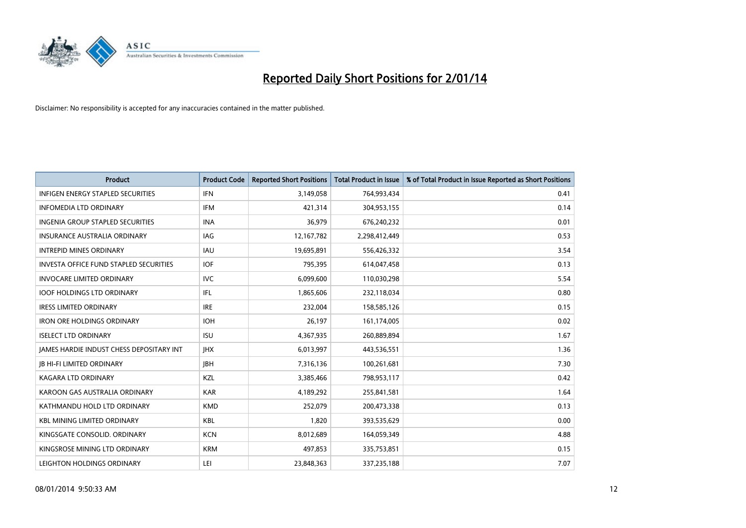# Reported Daily Short Positions for 2/01/14

Disclaimer: No responsibility is accepted for any inaccuracies contained in the matter published.

| Product | Product Code | Reported Short Positions | Total Product in Issue | % of Total Product in Issue Reported as Short Positions |
|---|---|---|---|---|
| INFIGEN ENERGY STAPLED SECURITIES | IFN | 3,149,058 | 764,993,434 | 0.41 |
| INFOMEDIA LTD ORDINARY | IFM | 421,314 | 304,953,155 | 0.14 |
| INGENIA GROUP STAPLED SECURITIES | INA | 36,979 | 676,240,232 | 0.01 |
| INSURANCE AUSTRALIA ORDINARY | IAG | 12,167,782 | 2,298,412,449 | 0.53 |
| INTREPID MINES ORDINARY | IAU | 19,695,891 | 556,426,332 | 3.54 |
| INVESTA OFFICE FUND STAPLED SECURITIES | IOF | 795,395 | 614,047,458 | 0.13 |
| INVOCARE LIMITED ORDINARY | IVC | 6,099,600 | 110,030,298 | 5.54 |
| IOOF HOLDINGS LTD ORDINARY | IFL | 1,865,606 | 232,118,034 | 0.80 |
| IRESS LIMITED ORDINARY | IRE | 232,004 | 158,585,126 | 0.15 |
| IRON ORE HOLDINGS ORDINARY | IOH | 26,197 | 161,174,005 | 0.02 |
| ISELECT LTD ORDINARY | ISU | 4,367,935 | 260,889,894 | 1.67 |
| JAMES HARDIE INDUST CHESS DEPOSITARY INT | JHX | 6,013,997 | 443,536,551 | 1.36 |
| JB HI-FI LIMITED ORDINARY | JBH | 7,316,136 | 100,261,681 | 7.30 |
| KAGARA LTD ORDINARY | KZL | 3,385,466 | 798,953,117 | 0.42 |
| KAROON GAS AUSTRALIA ORDINARY | KAR | 4,189,292 | 255,841,581 | 1.64 |
| KATHMANDU HOLD LTD ORDINARY | KMD | 252,079 | 200,473,338 | 0.13 |
| KBL MINING LIMITED ORDINARY | KBL | 1,820 | 393,535,629 | 0.00 |
| KINGSGATE CONSOLID. ORDINARY | KCN | 8,012,689 | 164,059,349 | 4.88 |
| KINGSROSE MINING LTD ORDINARY | KRM | 497,853 | 335,753,851 | 0.15 |
| LEIGHTON HOLDINGS ORDINARY | LEI | 23,848,363 | 337,235,188 | 7.07 |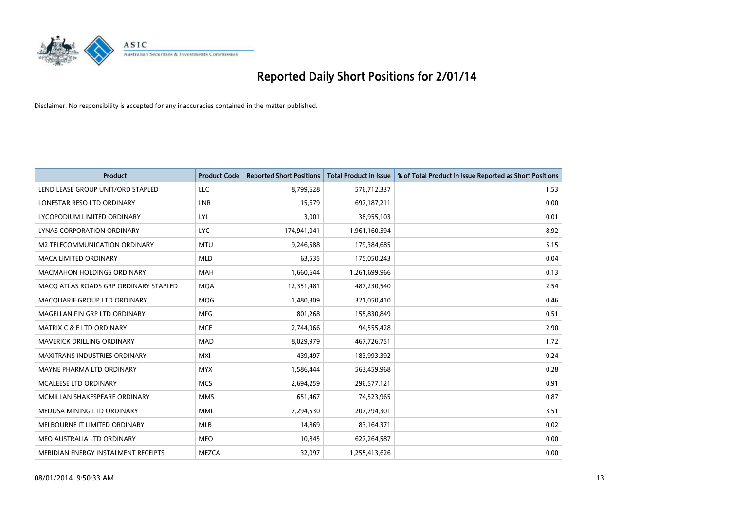# Reported Daily Short Positions for 2/01/14

Disclaimer: No responsibility is accepted for any inaccuracies contained in the matter published.

| Product | Product Code | Reported Short Positions | Total Product in Issue | % of Total Product in Issue Reported as Short Positions |
|---|---|---|---|---|
| LEND LEASE GROUP UNIT/ORD STAPLED | LLC | 8,799,628 | 576,712,337 | 1.53 |
| LONESTAR RESO LTD ORDINARY | LNR | 15,679 | 697,187,211 | 0.00 |
| LYCOPODIUM LIMITED ORDINARY | LYL | 3,001 | 38,955,103 | 0.01 |
| LYNAS CORPORATION ORDINARY | LYC | 174,941,041 | 1,961,160,594 | 8.92 |
| M2 TELECOMMUNICATION ORDINARY | MTU | 9,246,588 | 179,384,685 | 5.15 |
| MACA LIMITED ORDINARY | MLD | 63,535 | 175,050,243 | 0.04 |
| MACMAHON HOLDINGS ORDINARY | MAH | 1,660,644 | 1,261,699,966 | 0.13 |
| MACQ ATLAS ROADS GRP ORDINARY STAPLED | MQA | 12,351,481 | 487,230,540 | 2.54 |
| MACQUARIE GROUP LTD ORDINARY | MQG | 1,480,309 | 321,050,410 | 0.46 |
| MAGELLAN FIN GRP LTD ORDINARY | MFG | 801,268 | 155,830,849 | 0.51 |
| MATRIX C & E LTD ORDINARY | MCE | 2,744,966 | 94,555,428 | 2.90 |
| MAVERICK DRILLING ORDINARY | MAD | 8,029,979 | 467,726,751 | 1.72 |
| MAXITRANS INDUSTRIES ORDINARY | MXI | 439,497 | 183,993,392 | 0.24 |
| MAYNE PHARMA LTD ORDINARY | MYX | 1,586,444 | 563,459,968 | 0.28 |
| MCALEESE LTD ORDINARY | MCS | 2,694,259 | 296,577,121 | 0.91 |
| MCMILLAN SHAKESPEARE ORDINARY | MMS | 651,467 | 74,523,965 | 0.87 |
| MEDUSA MINING LTD ORDINARY | MML | 7,294,530 | 207,794,301 | 3.51 |
| MELBOURNE IT LIMITED ORDINARY | MLB | 14,869 | 83,164,371 | 0.02 |
| MEO AUSTRALIA LTD ORDINARY | MEO | 10,845 | 627,264,587 | 0.00 |
| MERIDIAN ENERGY INSTALMENT RECEIPTS | MEZCA | 32,097 | 1,255,413,626 | 0.00 |

08/01/2014 9:50:33 AM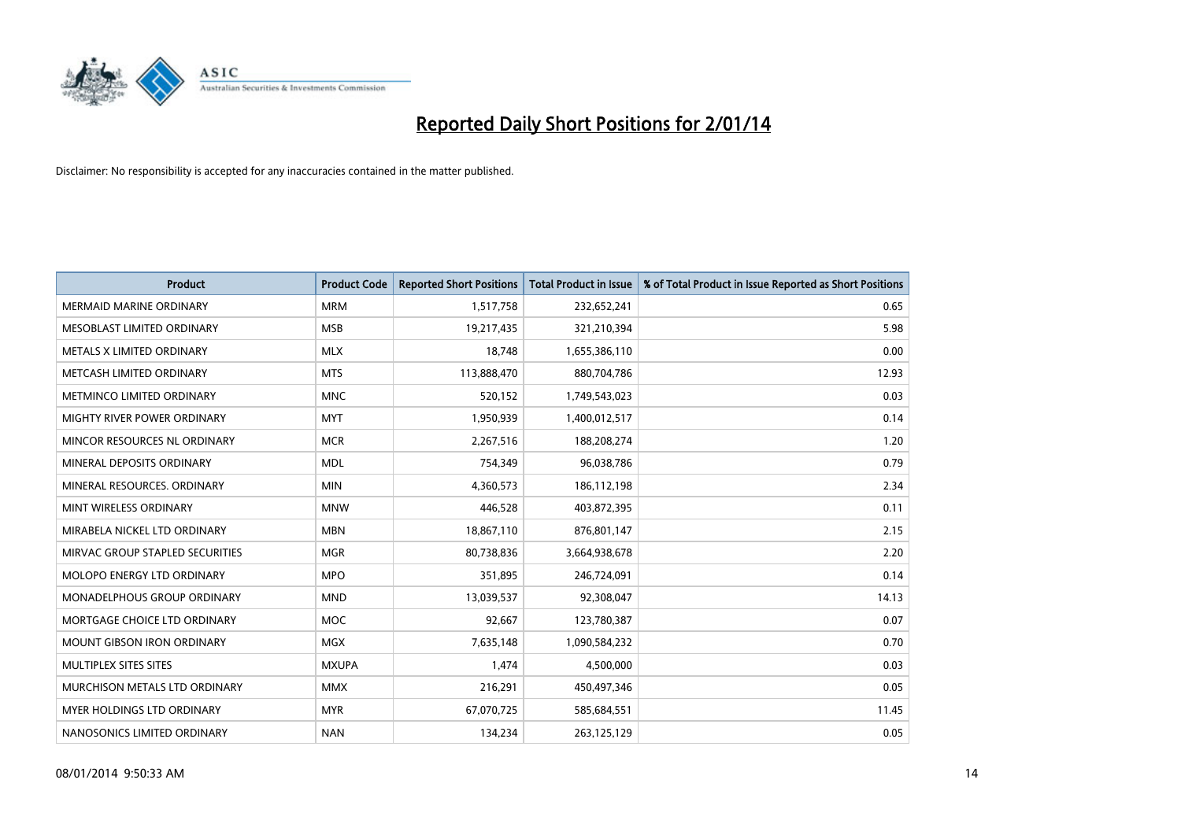# Reported Daily Short Positions for 2/01/14

Disclaimer: No responsibility is accepted for any inaccuracies contained in the matter published.

| Product | Product Code | Reported Short Positions | Total Product in Issue | % of Total Product in Issue Reported as Short Positions |
| --- | --- | --- | --- | --- |
| MERMAID MARINE ORDINARY | MRM | 1,517,758 | 232,652,241 | 0.65 |
| MESOBLAST LIMITED ORDINARY | MSB | 19,217,435 | 321,210,394 | 5.98 |
| METALS X LIMITED ORDINARY | MLX | 18,748 | 1,655,386,110 | 0.00 |
| METCASH LIMITED ORDINARY | MTS | 113,888,470 | 880,704,786 | 12.93 |
| METMINCO LIMITED ORDINARY | MNC | 520,152 | 1,749,543,023 | 0.03 |
| MIGHTY RIVER POWER ORDINARY | MYT | 1,950,939 | 1,400,012,517 | 0.14 |
| MINCOR RESOURCES NL ORDINARY | MCR | 2,267,516 | 188,208,274 | 1.20 |
| MINERAL DEPOSITS ORDINARY | MDL | 754,349 | 96,038,786 | 0.79 |
| MINERAL RESOURCES. ORDINARY | MIN | 4,360,573 | 186,112,198 | 2.34 |
| MINT WIRELESS ORDINARY | MNW | 446,528 | 403,872,395 | 0.11 |
| MIRABELA NICKEL LTD ORDINARY | MBN | 18,867,110 | 876,801,147 | 2.15 |
| MIRVAC GROUP STAPLED SECURITIES | MGR | 80,738,836 | 3,664,938,678 | 2.20 |
| MOLOPO ENERGY LTD ORDINARY | MPO | 351,895 | 246,724,091 | 0.14 |
| MONADELPHOUS GROUP ORDINARY | MND | 13,039,537 | 92,308,047 | 14.13 |
| MORTGAGE CHOICE LTD ORDINARY | MOC | 92,667 | 123,780,387 | 0.07 |
| MOUNT GIBSON IRON ORDINARY | MGX | 7,635,148 | 1,090,584,232 | 0.70 |
| MULTIPLEX SITES SITES | MXUPA | 1,474 | 4,500,000 | 0.03 |
| MURCHISON METALS LTD ORDINARY | MMX | 216,291 | 450,497,346 | 0.05 |
| MYER HOLDINGS LTD ORDINARY | MYR | 67,070,725 | 585,684,551 | 11.45 |
| NANOSONICS LIMITED ORDINARY | NAN | 134,234 | 263,125,129 | 0.05 |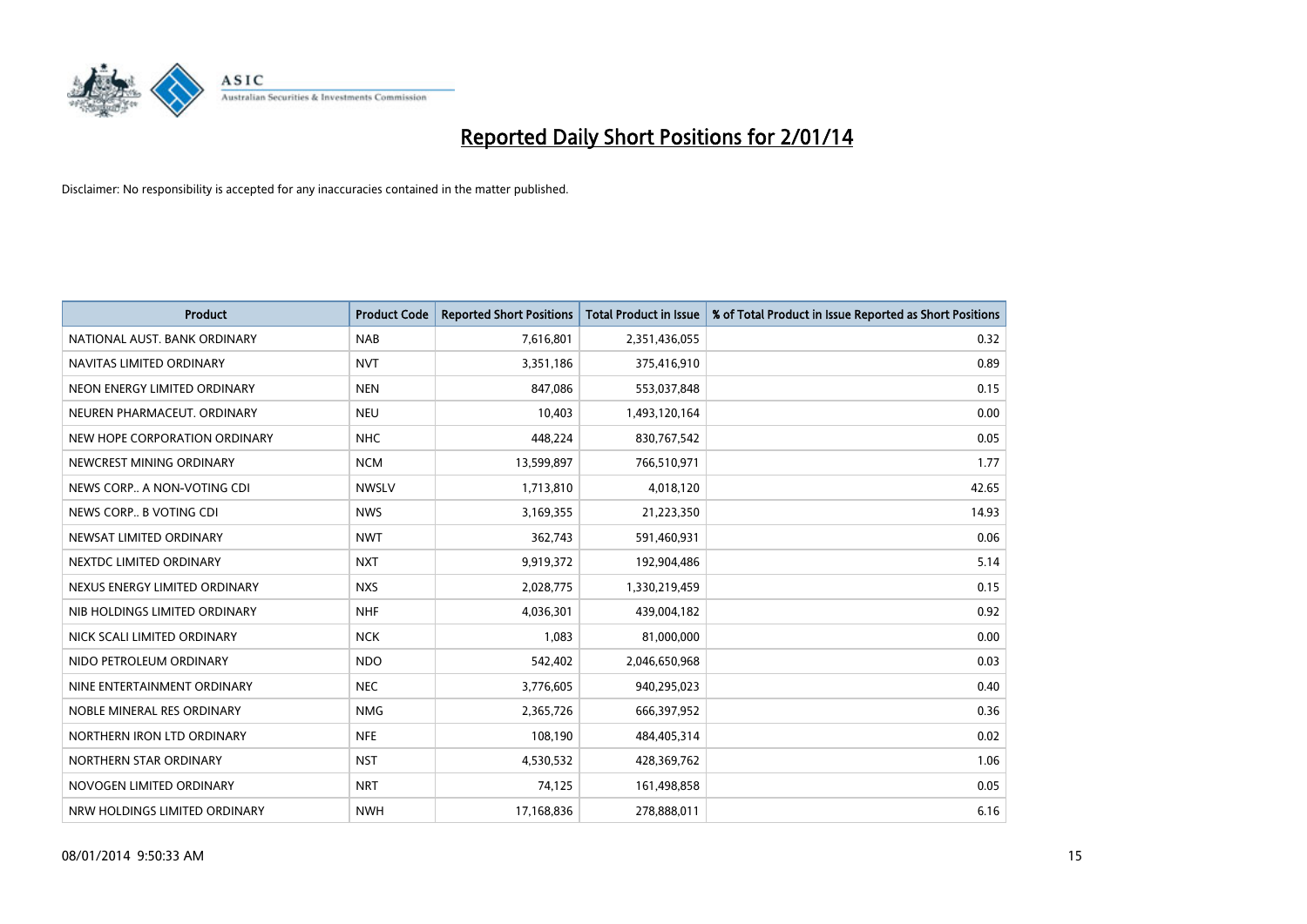# Reported Daily Short Positions for 2/01/14

Disclaimer: No responsibility is accepted for any inaccuracies contained in the matter published.

| Product | Product Code | Reported Short Positions | Total Product in Issue | % of Total Product in Issue Reported as Short Positions |
|---|---|---|---|---|
| NATIONAL AUST. BANK ORDINARY | NAB | 7,616,801 | 2,351,436,055 | 0.32 |
| NAVITAS LIMITED ORDINARY | NVT | 3,351,186 | 375,416,910 | 0.89 |
| NEON ENERGY LIMITED ORDINARY | NEN | 847,086 | 553,037,848 | 0.15 |
| NEUREN PHARMACEUT. ORDINARY | NEU | 10,403 | 1,493,120,164 | 0.00 |
| NEW HOPE CORPORATION ORDINARY | NHC | 448,224 | 830,767,542 | 0.05 |
| NEWCREST MINING ORDINARY | NCM | 13,599,897 | 766,510,971 | 1.77 |
| NEWS CORP.. A NON-VOTING CDI | NWSLV | 1,713,810 | 4,018,120 | 42.65 |
| NEWS CORP.. B VOTING CDI | NWS | 3,169,355 | 21,223,350 | 14.93 |
| NEWSAT LIMITED ORDINARY | NWT | 362,743 | 591,460,931 | 0.06 |
| NEXTDC LIMITED ORDINARY | NXT | 9,919,372 | 192,904,486 | 5.14 |
| NEXUS ENERGY LIMITED ORDINARY | NXS | 2,028,775 | 1,330,219,459 | 0.15 |
| NIB HOLDINGS LIMITED ORDINARY | NHF | 4,036,301 | 439,004,182 | 0.92 |
| NICK SCALI LIMITED ORDINARY | NCK | 1,083 | 81,000,000 | 0.00 |
| NIDO PETROLEUM ORDINARY | NDO | 542,402 | 2,046,650,968 | 0.03 |
| NINE ENTERTAINMENT ORDINARY | NEC | 3,776,605 | 940,295,023 | 0.40 |
| NOBLE MINERAL RES ORDINARY | NMG | 2,365,726 | 666,397,952 | 0.36 |
| NORTHERN IRON LTD ORDINARY | NFE | 108,190 | 484,405,314 | 0.02 |
| NORTHERN STAR ORDINARY | NST | 4,530,532 | 428,369,762 | 1.06 |
| NOVOGEN LIMITED ORDINARY | NRT | 74,125 | 161,498,858 | 0.05 |
| NRW HOLDINGS LIMITED ORDINARY | NWH | 17,168,836 | 278,888,011 | 6.16 |

08/01/2014 9:50:33 AM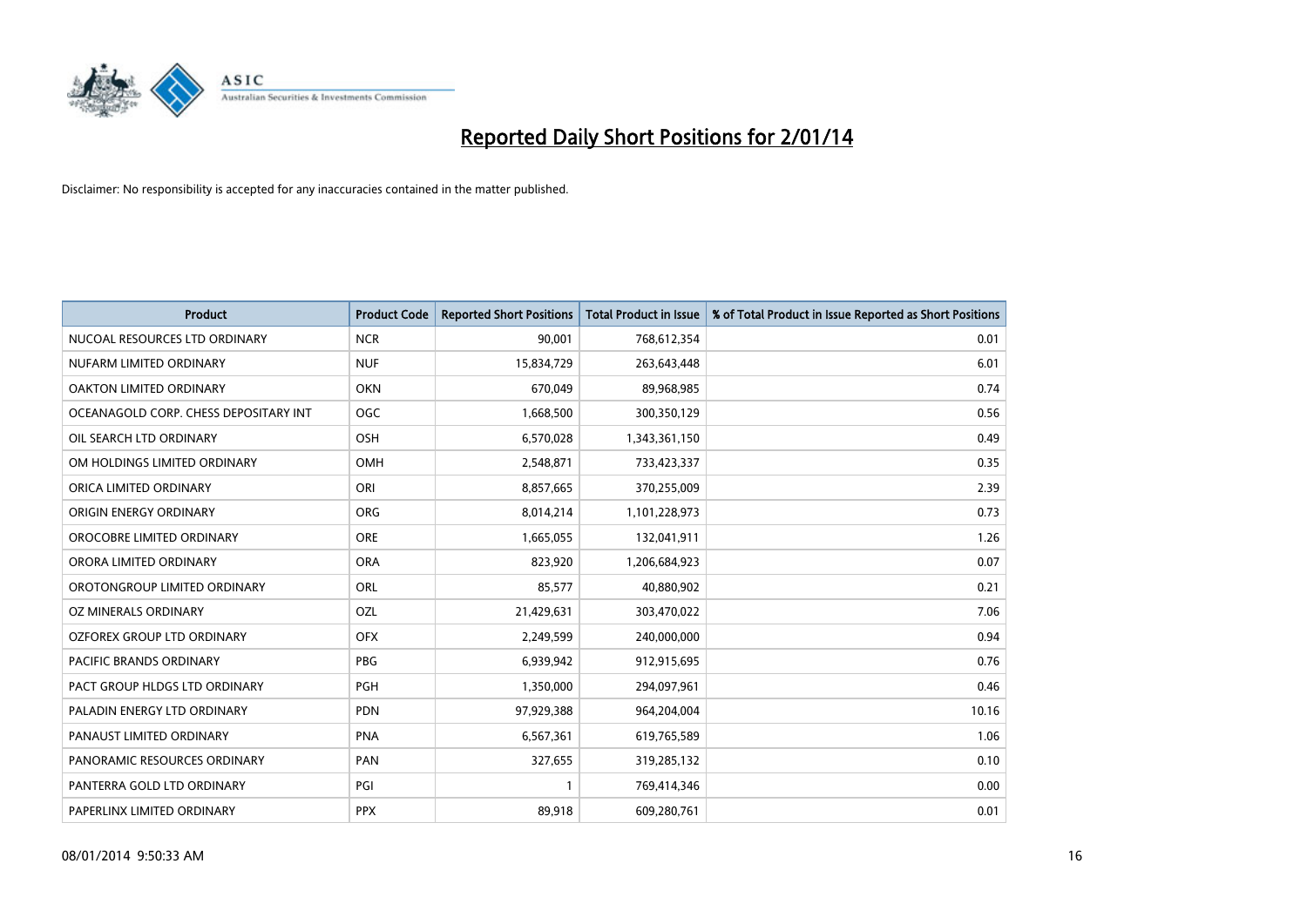# Reported Daily Short Positions for 2/01/14

Disclaimer: No responsibility is accepted for any inaccuracies contained in the matter published.

| Product | Product Code | Reported Short Positions | Total Product in Issue | % of Total Product in Issue Reported as Short Positions |
|---|---|---|---|---|
| NUCOAL RESOURCES LTD ORDINARY | NCR | 90,001 | 768,612,354 | 0.01 |
| NUFARM LIMITED ORDINARY | NUF | 15,834,729 | 263,643,448 | 6.01 |
| OAKTON LIMITED ORDINARY | OKN | 670,049 | 89,968,985 | 0.74 |
| OCEANAGOLD CORP. CHESS DEPOSITARY INT | OGC | 1,668,500 | 300,350,129 | 0.56 |
| OIL SEARCH LTD ORDINARY | OSH | 6,570,028 | 1,343,361,150 | 0.49 |
| OM HOLDINGS LIMITED ORDINARY | OMH | 2,548,871 | 733,423,337 | 0.35 |
| ORICA LIMITED ORDINARY | ORI | 8,857,665 | 370,255,009 | 2.39 |
| ORIGIN ENERGY ORDINARY | ORG | 8,014,214 | 1,101,228,973 | 0.73 |
| OROCOBRE LIMITED ORDINARY | ORE | 1,665,055 | 132,041,911 | 1.26 |
| ORORA LIMITED ORDINARY | ORA | 823,920 | 1,206,684,923 | 0.07 |
| OROTONGROUP LIMITED ORDINARY | ORL | 85,577 | 40,880,902 | 0.21 |
| OZ MINERALS ORDINARY | OZL | 21,429,631 | 303,470,022 | 7.06 |
| OZFOREX GROUP LTD ORDINARY | OFX | 2,249,599 | 240,000,000 | 0.94 |
| PACIFIC BRANDS ORDINARY | PBG | 6,939,942 | 912,915,695 | 0.76 |
| PACT GROUP HLDGS LTD ORDINARY | PGH | 1,350,000 | 294,097,961 | 0.46 |
| PALADIN ENERGY LTD ORDINARY | PDN | 97,929,388 | 964,204,004 | 10.16 |
| PANAUST LIMITED ORDINARY | PNA | 6,567,361 | 619,765,589 | 1.06 |
| PANORAMIC RESOURCES ORDINARY | PAN | 327,655 | 319,285,132 | 0.10 |
| PANTERRA GOLD LTD ORDINARY | PGI | 1 | 769,414,346 | 0.00 |
| PAPERLINX LIMITED ORDINARY | PPX | 89,918 | 609,280,761 | 0.01 |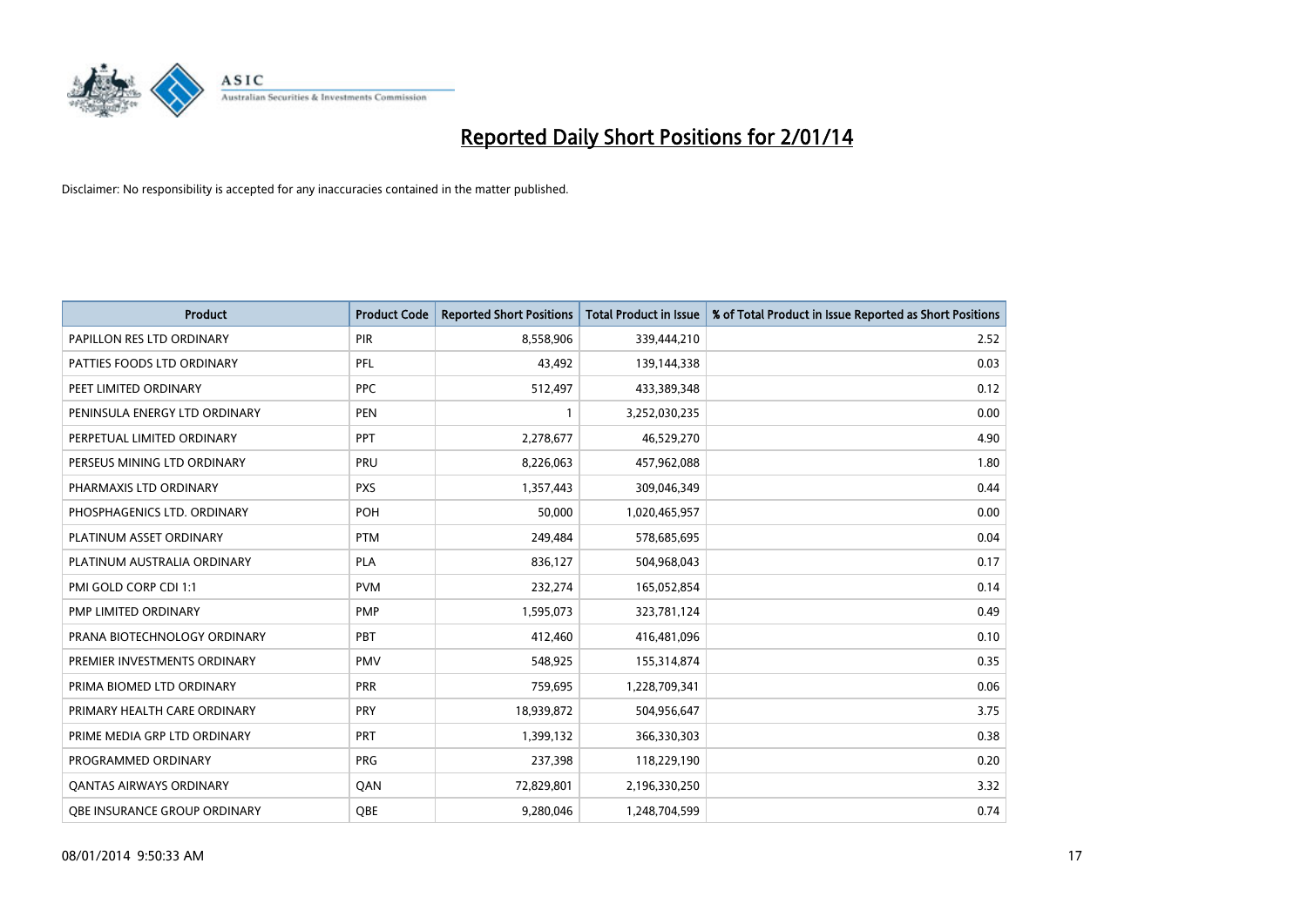# Reported Daily Short Positions for 2/01/14

Disclaimer: No responsibility is accepted for any inaccuracies contained in the matter published.

| Product | Product Code | Reported Short Positions | Total Product in Issue | % of Total Product in Issue Reported as Short Positions |
| --- | --- | --- | --- | --- |
| PAPILLON RES LTD ORDINARY | PIR | 8,558,906 | 339,444,210 | 2.52 |
| PATTIES FOODS LTD ORDINARY | PFL | 43,492 | 139,144,338 | 0.03 |
| PEET LIMITED ORDINARY | PPC | 512,497 | 433,389,348 | 0.12 |
| PENINSULA ENERGY LTD ORDINARY | PEN | 1 | 3,252,030,235 | 0.00 |
| PERPETUAL LIMITED ORDINARY | PPT | 2,278,677 | 46,529,270 | 4.90 |
| PERSEUS MINING LTD ORDINARY | PRU | 8,226,063 | 457,962,088 | 1.80 |
| PHARMAXIS LTD ORDINARY | PXS | 1,357,443 | 309,046,349 | 0.44 |
| PHOSPHAGENICS LTD. ORDINARY | POH | 50,000 | 1,020,465,957 | 0.00 |
| PLATINUM ASSET ORDINARY | PTM | 249,484 | 578,685,695 | 0.04 |
| PLATINUM AUSTRALIA ORDINARY | PLA | 836,127 | 504,968,043 | 0.17 |
| PMI GOLD CORP CDI 1:1 | PVM | 232,274 | 165,052,854 | 0.14 |
| PMP LIMITED ORDINARY | PMP | 1,595,073 | 323,781,124 | 0.49 |
| PRANA BIOTECHNOLOGY ORDINARY | PBT | 412,460 | 416,481,096 | 0.10 |
| PREMIER INVESTMENTS ORDINARY | PMV | 548,925 | 155,314,874 | 0.35 |
| PRIMA BIOMED LTD ORDINARY | PRR | 759,695 | 1,228,709,341 | 0.06 |
| PRIMARY HEALTH CARE ORDINARY | PRY | 18,939,872 | 504,956,647 | 3.75 |
| PRIME MEDIA GRP LTD ORDINARY | PRT | 1,399,132 | 366,330,303 | 0.38 |
| PROGRAMMED ORDINARY | PRG | 237,398 | 118,229,190 | 0.20 |
| QANTAS AIRWAYS ORDINARY | QAN | 72,829,801 | 2,196,330,250 | 3.32 |
| QBE INSURANCE GROUP ORDINARY | QBE | 9,280,046 | 1,248,704,599 | 0.74 |

08/01/2014 9:50:33 AM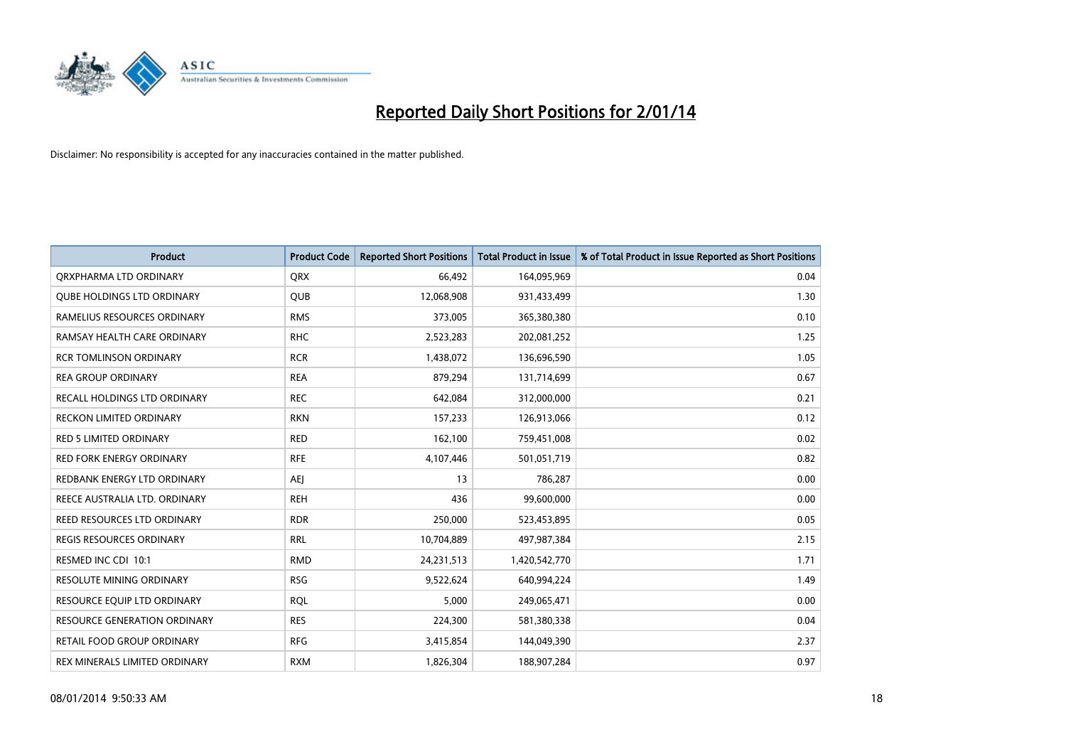# Reported Daily Short Positions for 2/01/14

Disclaimer: No responsibility is accepted for any inaccuracies contained in the matter published.

| Product | Product Code | Reported Short Positions | Total Product in Issue | % of Total Product in Issue Reported as Short Positions |
|---|---|---|---|---|
| QRXPHARMA LTD ORDINARY | QRX | 66,492 | 164,095,969 | 0.04 |
| QUBE HOLDINGS LTD ORDINARY | QUB | 12,068,908 | 931,433,499 | 1.30 |
| RAMELIUS RESOURCES ORDINARY | RMS | 373,005 | 365,380,380 | 0.10 |
| RAMSAY HEALTH CARE ORDINARY | RHC | 2,523,283 | 202,081,252 | 1.25 |
| RCR TOMLINSON ORDINARY | RCR | 1,438,072 | 136,696,590 | 1.05 |
| REA GROUP ORDINARY | REA | 879,294 | 131,714,699 | 0.67 |
| RECALL HOLDINGS LTD ORDINARY | REC | 642,084 | 312,000,000 | 0.21 |
| RECKON LIMITED ORDINARY | RKN | 157,233 | 126,913,066 | 0.12 |
| RED 5 LIMITED ORDINARY | RED | 162,100 | 759,451,008 | 0.02 |
| RED FORK ENERGY ORDINARY | RFE | 4,107,446 | 501,051,719 | 0.82 |
| REDBANK ENERGY LTD ORDINARY | AEJ | 13 | 786,287 | 0.00 |
| REECE AUSTRALIA LTD. ORDINARY | REH | 436 | 99,600,000 | 0.00 |
| REED RESOURCES LTD ORDINARY | RDR | 250,000 | 523,453,895 | 0.05 |
| REGIS RESOURCES ORDINARY | RRL | 10,704,889 | 497,987,384 | 2.15 |
| RESMED INC CDI 10:1 | RMD | 24,231,513 | 1,420,542,770 | 1.71 |
| RESOLUTE MINING ORDINARY | RSG | 9,522,624 | 640,994,224 | 1.49 |
| RESOURCE EQUIP LTD ORDINARY | RQL | 5,000 | 249,065,471 | 0.00 |
| RESOURCE GENERATION ORDINARY | RES | 224,300 | 581,380,338 | 0.04 |
| RETAIL FOOD GROUP ORDINARY | RFG | 3,415,854 | 144,049,390 | 2.37 |
| REX MINERALS LIMITED ORDINARY | RXM | 1,826,304 | 188,907,284 | 0.97 |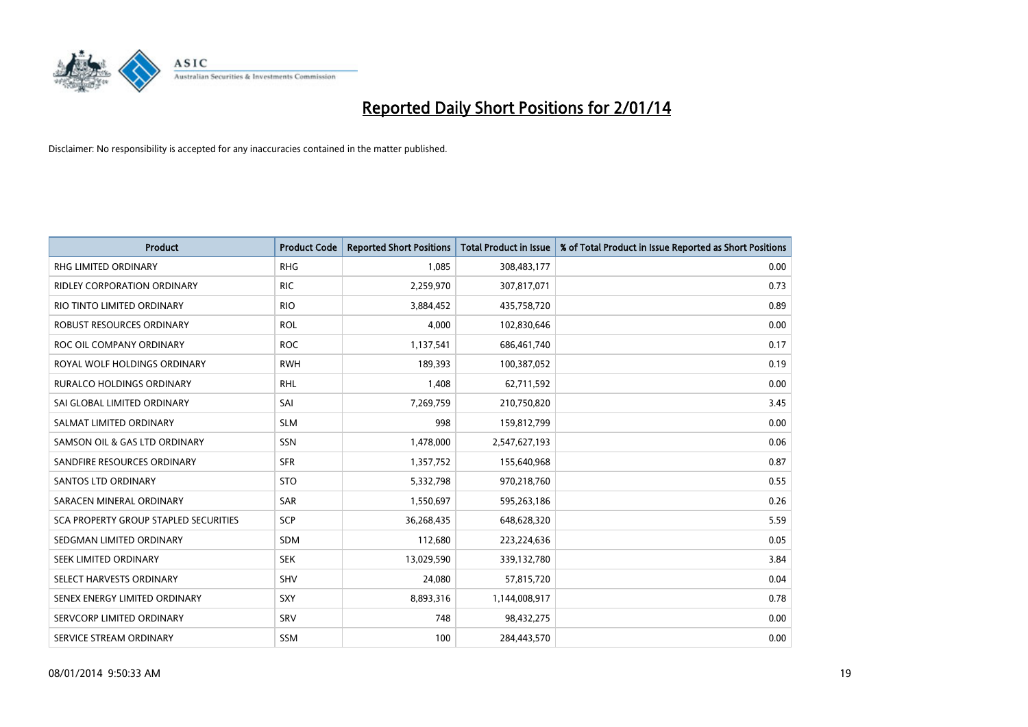# Reported Daily Short Positions for 2/01/14

Disclaimer: No responsibility is accepted for any inaccuracies contained in the matter published.

| Product | Product Code | Reported Short Positions | Total Product in Issue | % of Total Product in Issue Reported as Short Positions |
|---|---|---|---|---|
| RHG LIMITED ORDINARY | RHG | 1,085 | 308,483,177 | 0.00 |
| RIDLEY CORPORATION ORDINARY | RIC | 2,259,970 | 307,817,071 | 0.73 |
| RIO TINTO LIMITED ORDINARY | RIO | 3,884,452 | 435,758,720 | 0.89 |
| ROBUST RESOURCES ORDINARY | ROL | 4,000 | 102,830,646 | 0.00 |
| ROC OIL COMPANY ORDINARY | ROC | 1,137,541 | 686,461,740 | 0.17 |
| ROYAL WOLF HOLDINGS ORDINARY | RWH | 189,393 | 100,387,052 | 0.19 |
| RURALCO HOLDINGS ORDINARY | RHL | 1,408 | 62,711,592 | 0.00 |
| SAI GLOBAL LIMITED ORDINARY | SAI | 7,269,759 | 210,750,820 | 3.45 |
| SALMAT LIMITED ORDINARY | SLM | 998 | 159,812,799 | 0.00 |
| SAMSON OIL & GAS LTD ORDINARY | SSN | 1,478,000 | 2,547,627,193 | 0.06 |
| SANDFIRE RESOURCES ORDINARY | SFR | 1,357,752 | 155,640,968 | 0.87 |
| SANTOS LTD ORDINARY | STO | 5,332,798 | 970,218,760 | 0.55 |
| SARACEN MINERAL ORDINARY | SAR | 1,550,697 | 595,263,186 | 0.26 |
| SCA PROPERTY GROUP STAPLED SECURITIES | SCP | 36,268,435 | 648,628,320 | 5.59 |
| SEDGMAN LIMITED ORDINARY | SDM | 112,680 | 223,224,636 | 0.05 |
| SEEK LIMITED ORDINARY | SEK | 13,029,590 | 339,132,780 | 3.84 |
| SELECT HARVESTS ORDINARY | SHV | 24,080 | 57,815,720 | 0.04 |
| SENEX ENERGY LIMITED ORDINARY | SXY | 8,893,316 | 1,144,008,917 | 0.78 |
| SERVCORP LIMITED ORDINARY | SRV | 748 | 98,432,275 | 0.00 |
| SERVICE STREAM ORDINARY | SSM | 100 | 284,443,570 | 0.00 |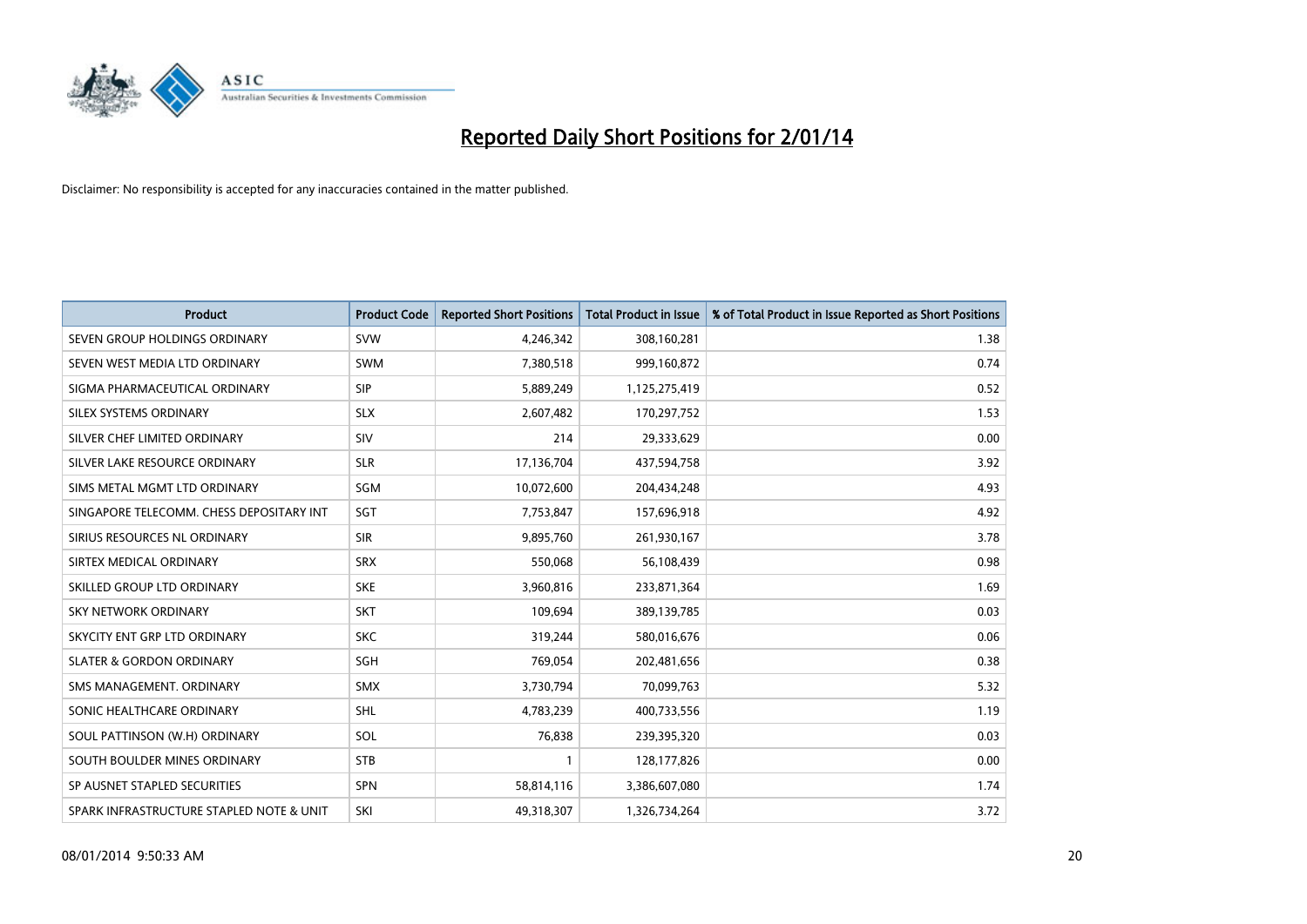# Reported Daily Short Positions for 2/01/14

Disclaimer: No responsibility is accepted for any inaccuracies contained in the matter published.

| Product | Product Code | Reported Short Positions | Total Product in Issue | % of Total Product in Issue Reported as Short Positions |
|---|---|---|---|---|
| SEVEN GROUP HOLDINGS ORDINARY | SVW | 4,246,342 | 308,160,281 | 1.38 |
| SEVEN WEST MEDIA LTD ORDINARY | SWM | 7,380,518 | 999,160,872 | 0.74 |
| SIGMA PHARMACEUTICAL ORDINARY | SIP | 5,889,249 | 1,125,275,419 | 0.52 |
| SILEX SYSTEMS ORDINARY | SLX | 2,607,482 | 170,297,752 | 1.53 |
| SILVER CHEF LIMITED ORDINARY | SIV | 214 | 29,333,629 | 0.00 |
| SILVER LAKE RESOURCE ORDINARY | SLR | 17,136,704 | 437,594,758 | 3.92 |
| SIMS METAL MGMT LTD ORDINARY | SGM | 10,072,600 | 204,434,248 | 4.93 |
| SINGAPORE TELECOMM. CHESS DEPOSITARY INT | SGT | 7,753,847 | 157,696,918 | 4.92 |
| SIRIUS RESOURCES NL ORDINARY | SIR | 9,895,760 | 261,930,167 | 3.78 |
| SIRTEX MEDICAL ORDINARY | SRX | 550,068 | 56,108,439 | 0.98 |
| SKILLED GROUP LTD ORDINARY | SKE | 3,960,816 | 233,871,364 | 1.69 |
| SKY NETWORK ORDINARY | SKT | 109,694 | 389,139,785 | 0.03 |
| SKYCITY ENT GRP LTD ORDINARY | SKC | 319,244 | 580,016,676 | 0.06 |
| SLATER & GORDON ORDINARY | SGH | 769,054 | 202,481,656 | 0.38 |
| SMS MANAGEMENT. ORDINARY | SMX | 3,730,794 | 70,099,763 | 5.32 |
| SONIC HEALTHCARE ORDINARY | SHL | 4,783,239 | 400,733,556 | 1.19 |
| SOUL PATTINSON (W.H) ORDINARY | SOL | 76,838 | 239,395,320 | 0.03 |
| SOUTH BOULDER MINES ORDINARY | STB | 1 | 128,177,826 | 0.00 |
| SP AUSNET STAPLED SECURITIES | SPN | 58,814,116 | 3,386,607,080 | 1.74 |
| SPARK INFRASTRUCTURE STAPLED NOTE & UNIT | SKI | 49,318,307 | 1,326,734,264 | 3.72 |

08/01/2014 9:50:33 AM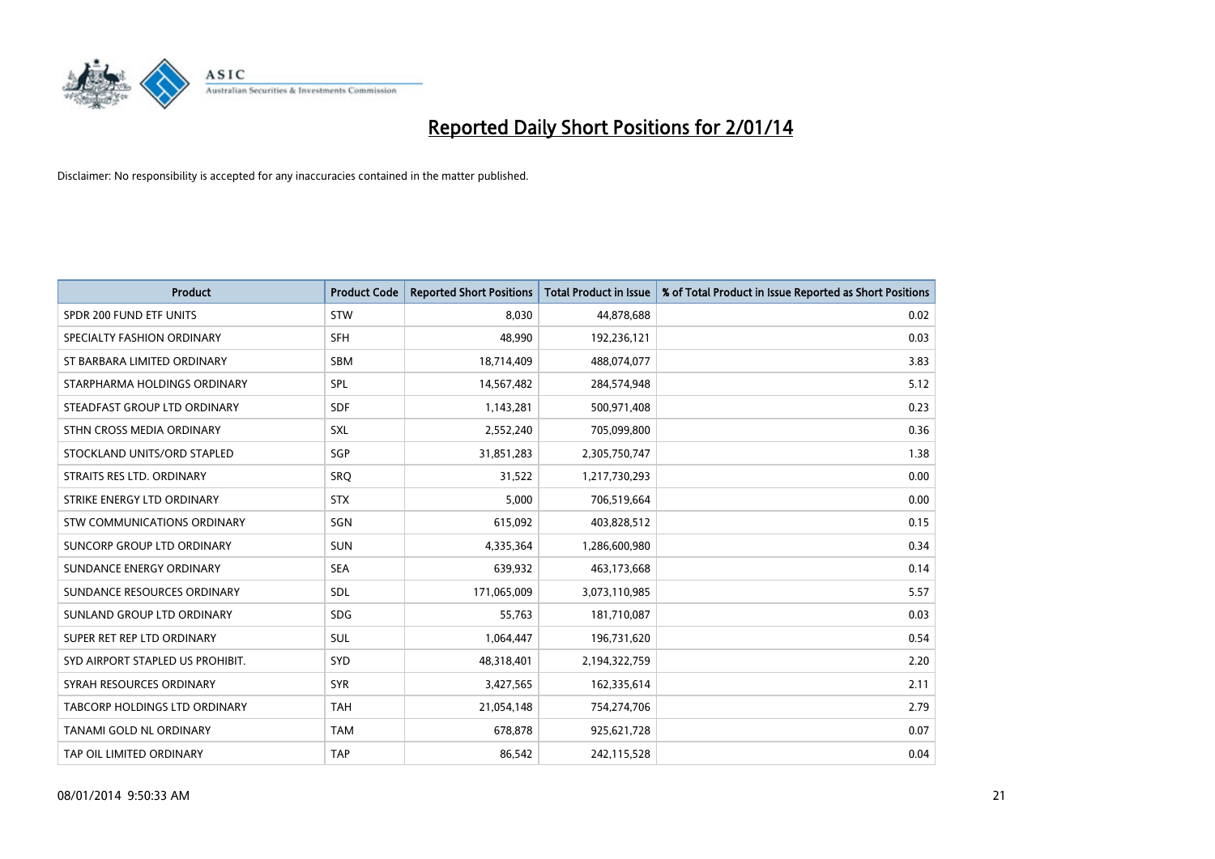# Reported Daily Short Positions for 2/01/14

Disclaimer: No responsibility is accepted for any inaccuracies contained in the matter published.

| Product | Product Code | Reported Short Positions | Total Product in Issue | % of Total Product in Issue Reported as Short Positions |
|---|---|---|---|---|
| SPDR 200 FUND ETF UNITS | STW | 8,030 | 44,878,688 | 0.02 |
| SPECIALTY FASHION ORDINARY | SFH | 48,990 | 192,236,121 | 0.03 |
| ST BARBARA LIMITED ORDINARY | SBM | 18,714,409 | 488,074,077 | 3.83 |
| STARPHARMA HOLDINGS ORDINARY | SPL | 14,567,482 | 284,574,948 | 5.12 |
| STEADFAST GROUP LTD ORDINARY | SDF | 1,143,281 | 500,971,408 | 0.23 |
| STHN CROSS MEDIA ORDINARY | SXL | 2,552,240 | 705,099,800 | 0.36 |
| STOCKLAND UNITS/ORD STAPLED | SGP | 31,851,283 | 2,305,750,747 | 1.38 |
| STRAITS RES LTD. ORDINARY | SRQ | 31,522 | 1,217,730,293 | 0.00 |
| STRIKE ENERGY LTD ORDINARY | STX | 5,000 | 706,519,664 | 0.00 |
| STW COMMUNICATIONS ORDINARY | SGN | 615,092 | 403,828,512 | 0.15 |
| SUNCORP GROUP LTD ORDINARY | SUN | 4,335,364 | 1,286,600,980 | 0.34 |
| SUNDANCE ENERGY ORDINARY | SEA | 639,932 | 463,173,668 | 0.14 |
| SUNDANCE RESOURCES ORDINARY | SDL | 171,065,009 | 3,073,110,985 | 5.57 |
| SUNLAND GROUP LTD ORDINARY | SDG | 55,763 | 181,710,087 | 0.03 |
| SUPER RET REP LTD ORDINARY | SUL | 1,064,447 | 196,731,620 | 0.54 |
| SYD AIRPORT STAPLED US PROHIBIT. | SYD | 48,318,401 | 2,194,322,759 | 2.20 |
| SYRAH RESOURCES ORDINARY | SYR | 3,427,565 | 162,335,614 | 2.11 |
| TABCORP HOLDINGS LTD ORDINARY | TAH | 21,054,148 | 754,274,706 | 2.79 |
| TANAMI GOLD NL ORDINARY | TAM | 678,878 | 925,621,728 | 0.07 |
| TAP OIL LIMITED ORDINARY | TAP | 86,542 | 242,115,528 | 0.04 |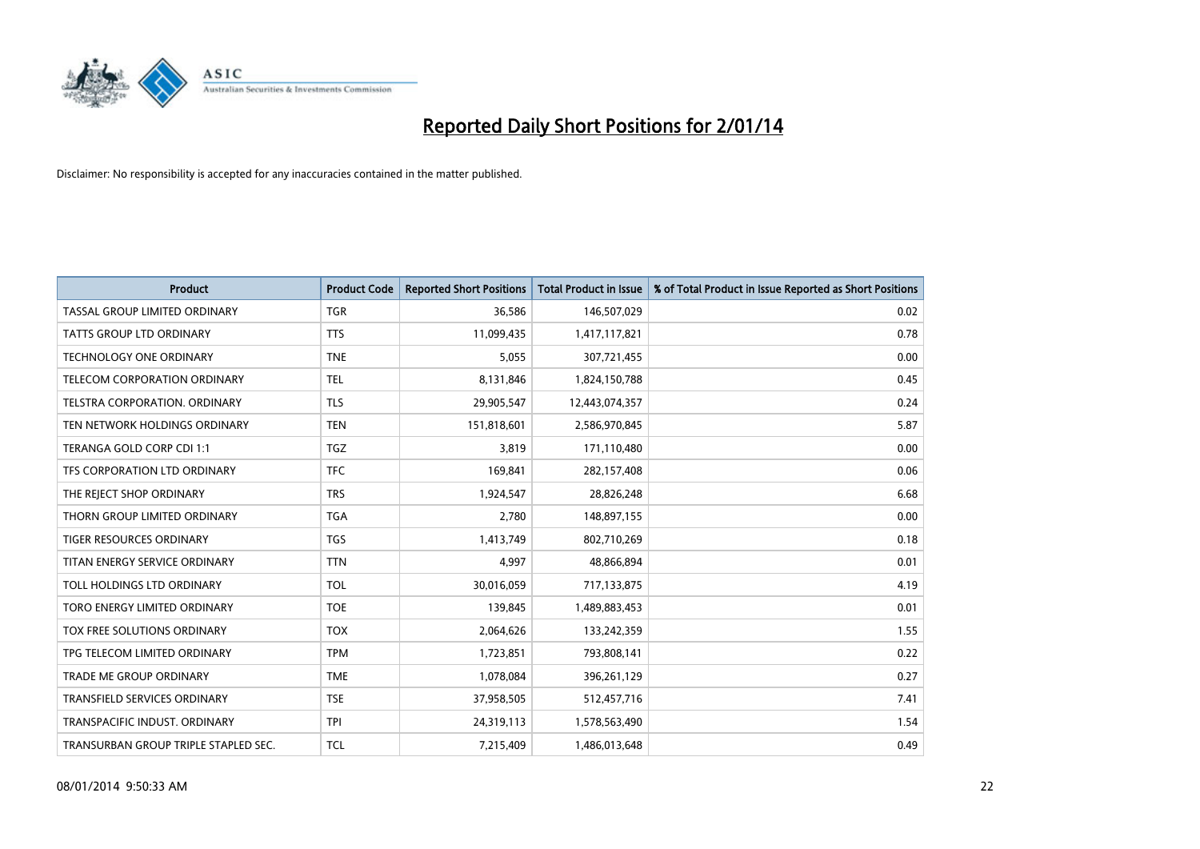# Reported Daily Short Positions for 2/01/14

Disclaimer: No responsibility is accepted for any inaccuracies contained in the matter published.

| Product | Product Code | Reported Short Positions | Total Product in Issue | % of Total Product in Issue Reported as Short Positions |
|---|---|---|---|---|
| TASSAL GROUP LIMITED ORDINARY | TGR | 36,586 | 146,507,029 | 0.02 |
| TATTS GROUP LTD ORDINARY | TTS | 11,099,435 | 1,417,117,821 | 0.78 |
| TECHNOLOGY ONE ORDINARY | TNE | 5,055 | 307,721,455 | 0.00 |
| TELECOM CORPORATION ORDINARY | TEL | 8,131,846 | 1,824,150,788 | 0.45 |
| TELSTRA CORPORATION. ORDINARY | TLS | 29,905,547 | 12,443,074,357 | 0.24 |
| TEN NETWORK HOLDINGS ORDINARY | TEN | 151,818,601 | 2,586,970,845 | 5.87 |
| TERANGA GOLD CORP CDI 1:1 | TGZ | 3,819 | 171,110,480 | 0.00 |
| TFS CORPORATION LTD ORDINARY | TFC | 169,841 | 282,157,408 | 0.06 |
| THE REJECT SHOP ORDINARY | TRS | 1,924,547 | 28,826,248 | 6.68 |
| THORN GROUP LIMITED ORDINARY | TGA | 2,780 | 148,897,155 | 0.00 |
| TIGER RESOURCES ORDINARY | TGS | 1,413,749 | 802,710,269 | 0.18 |
| TITAN ENERGY SERVICE ORDINARY | TTN | 4,997 | 48,866,894 | 0.01 |
| TOLL HOLDINGS LTD ORDINARY | TOL | 30,016,059 | 717,133,875 | 4.19 |
| TORO ENERGY LIMITED ORDINARY | TOE | 139,845 | 1,489,883,453 | 0.01 |
| TOX FREE SOLUTIONS ORDINARY | TOX | 2,064,626 | 133,242,359 | 1.55 |
| TPG TELECOM LIMITED ORDINARY | TPM | 1,723,851 | 793,808,141 | 0.22 |
| TRADE ME GROUP ORDINARY | TME | 1,078,084 | 396,261,129 | 0.27 |
| TRANSFIELD SERVICES ORDINARY | TSE | 37,958,505 | 512,457,716 | 7.41 |
| TRANSPACIFIC INDUST. ORDINARY | TPI | 24,319,113 | 1,578,563,490 | 1.54 |
| TRANSURBAN GROUP TRIPLE STAPLED SEC. | TCL | 7,215,409 | 1,486,013,648 | 0.49 |

08/01/2014 9:50:33 AM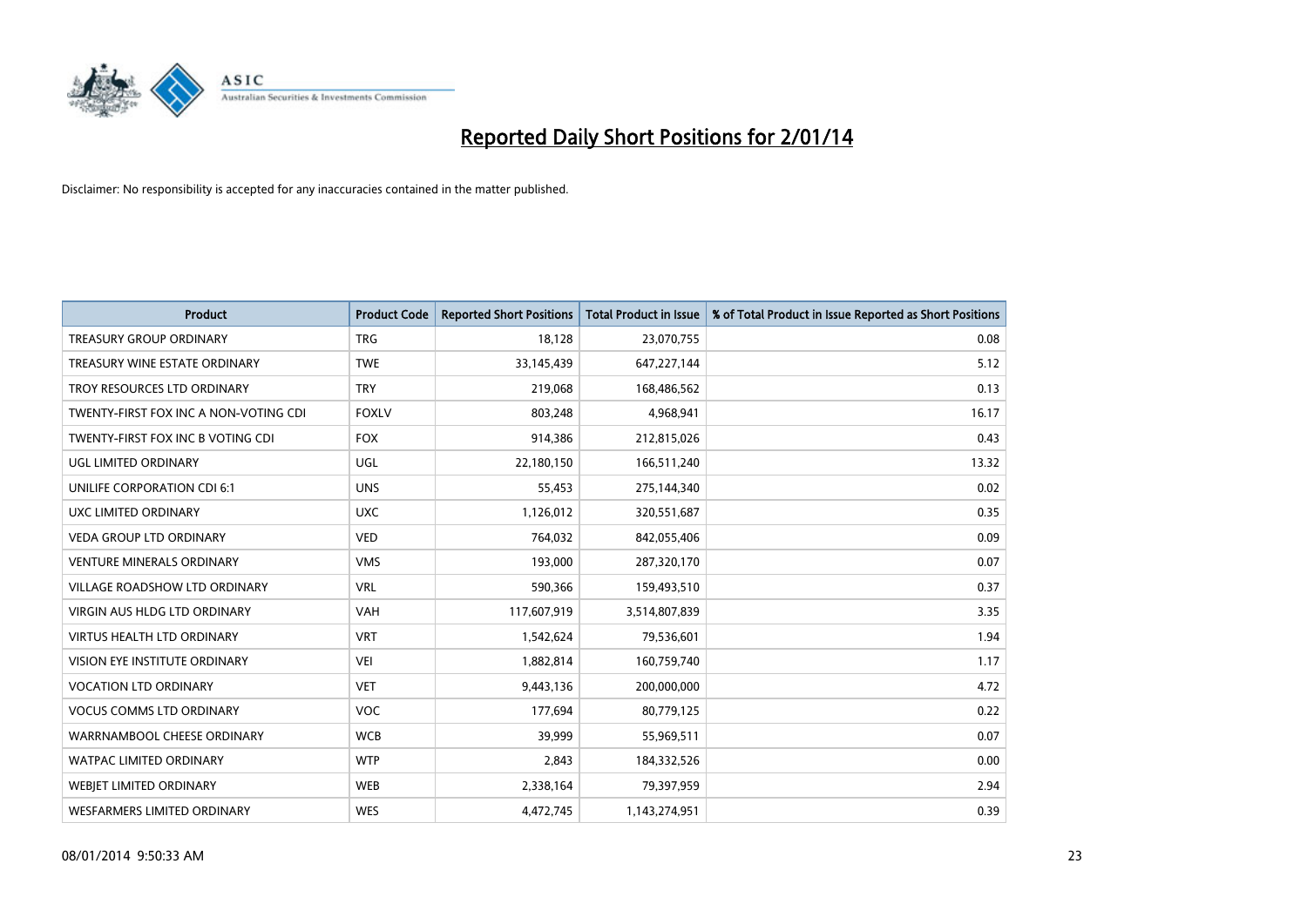# Reported Daily Short Positions for 2/01/14

Disclaimer: No responsibility is accepted for any inaccuracies contained in the matter published.

| Product | Product Code | Reported Short Positions | Total Product in Issue | % of Total Product in Issue Reported as Short Positions |
|---|---|---|---|---|
| TREASURY GROUP ORDINARY | TRG | 18,128 | 23,070,755 | 0.08 |
| TREASURY WINE ESTATE ORDINARY | TWE | 33,145,439 | 647,227,144 | 5.12 |
| TROY RESOURCES LTD ORDINARY | TRY | 219,068 | 168,486,562 | 0.13 |
| TWENTY-FIRST FOX INC A NON-VOTING CDI | FOXLV | 803,248 | 4,968,941 | 16.17 |
| TWENTY-FIRST FOX INC B VOTING CDI | FOX | 914,386 | 212,815,026 | 0.43 |
| UGL LIMITED ORDINARY | UGL | 22,180,150 | 166,511,240 | 13.32 |
| UNILIFE CORPORATION CDI 6:1 | UNS | 55,453 | 275,144,340 | 0.02 |
| UXC LIMITED ORDINARY | UXC | 1,126,012 | 320,551,687 | 0.35 |
| VEDA GROUP LTD ORDINARY | VED | 764,032 | 842,055,406 | 0.09 |
| VENTURE MINERALS ORDINARY | VMS | 193,000 | 287,320,170 | 0.07 |
| VILLAGE ROADSHOW LTD ORDINARY | VRL | 590,366 | 159,493,510 | 0.37 |
| VIRGIN AUS HLDG LTD ORDINARY | VAH | 117,607,919 | 3,514,807,839 | 3.35 |
| VIRTUS HEALTH LTD ORDINARY | VRT | 1,542,624 | 79,536,601 | 1.94 |
| VISION EYE INSTITUTE ORDINARY | VEI | 1,882,814 | 160,759,740 | 1.17 |
| VOCATION LTD ORDINARY | VET | 9,443,136 | 200,000,000 | 4.72 |
| VOCUS COMMS LTD ORDINARY | VOC | 177,694 | 80,779,125 | 0.22 |
| WARRNAMBOOL CHEESE ORDINARY | WCB | 39,999 | 55,969,511 | 0.07 |
| WATPAC LIMITED ORDINARY | WTP | 2,843 | 184,332,526 | 0.00 |
| WEBJET LIMITED ORDINARY | WEB | 2,338,164 | 79,397,959 | 2.94 |
| WESFARMERS LIMITED ORDINARY | WES | 4,472,745 | 1,143,274,951 | 0.39 |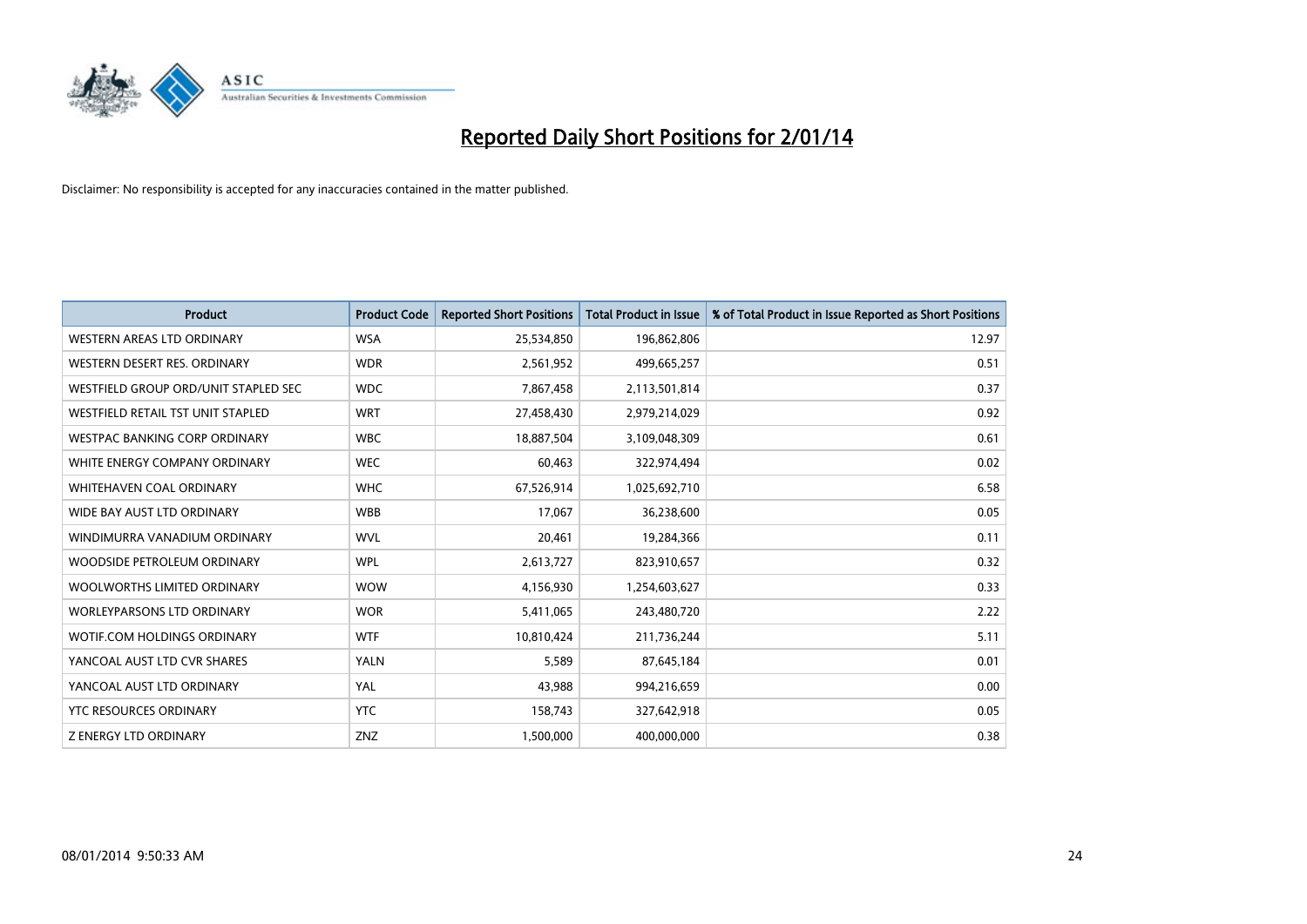# Reported Daily Short Positions for 2/01/14

Disclaimer: No responsibility is accepted for any inaccuracies contained in the matter published.

| Product | Product Code | Reported Short Positions | Total Product in Issue | % of Total Product in Issue Reported as Short Positions |
|---|---|---|---|---|
| WESTERN AREAS LTD ORDINARY | WSA | 25,534,850 | 196,862,806 | 12.97 |
| WESTERN DESERT RES. ORDINARY | WDR | 2,561,952 | 499,665,257 | 0.51 |
| WESTFIELD GROUP ORD/UNIT STAPLED SEC | WDC | 7,867,458 | 2,113,501,814 | 0.37 |
| WESTFIELD RETAIL TST UNIT STAPLED | WRT | 27,458,430 | 2,979,214,029 | 0.92 |
| WESTPAC BANKING CORP ORDINARY | WBC | 18,887,504 | 3,109,048,309 | 0.61 |
| WHITE ENERGY COMPANY ORDINARY | WEC | 60,463 | 322,974,494 | 0.02 |
| WHITEHAVEN COAL ORDINARY | WHC | 67,526,914 | 1,025,692,710 | 6.58 |
| WIDE BAY AUST LTD ORDINARY | WBB | 17,067 | 36,238,600 | 0.05 |
| WINDIMURRA VANADIUM ORDINARY | WVL | 20,461 | 19,284,366 | 0.11 |
| WOODSIDE PETROLEUM ORDINARY | WPL | 2,613,727 | 823,910,657 | 0.32 |
| WOOLWORTHS LIMITED ORDINARY | WOW | 4,156,930 | 1,254,603,627 | 0.33 |
| WORLEYPARSONS LTD ORDINARY | WOR | 5,411,065 | 243,480,720 | 2.22 |
| WOTIF.COM HOLDINGS ORDINARY | WTF | 10,810,424 | 211,736,244 | 5.11 |
| YANCOAL AUST LTD CVR SHARES | YALN | 5,589 | 87,645,184 | 0.01 |
| YANCOAL AUST LTD ORDINARY | YAL | 43,988 | 994,216,659 | 0.00 |
| YTC RESOURCES ORDINARY | YTC | 158,743 | 327,642,918 | 0.05 |
| Z ENERGY LTD ORDINARY | ZNZ | 1,500,000 | 400,000,000 | 0.38 |

08/01/2014 9:50:33 AM